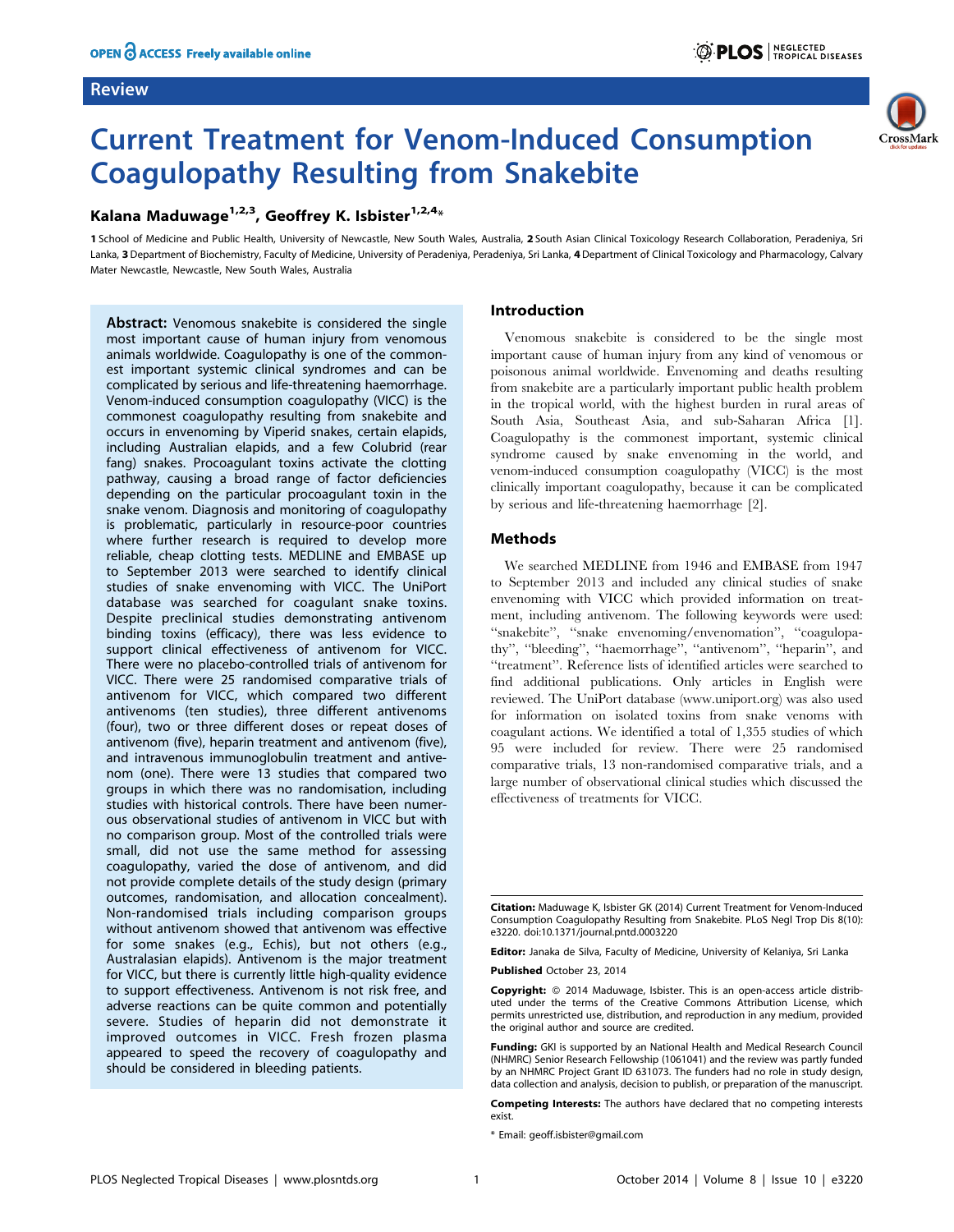Review

# Current Treatment for Venom-Induced Consumption Coagulopathy Resulting from Snakebite

**Kalana Maduwage[1,2,3], Geoffrey K. Isbister[1,2,4]***

1 School of Medicine and Public Health, University of Newcastle, New South Wales, Australia, 2 South Asian Clinical Toxicology Research Collaboration, Peradeniya, Sri Lanka, 3 Department of Biochemistry, Faculty of Medicine, University of Peradeniya, Peradeniya, Sri Lanka, 4 Department of Clinical Toxicology and Pharmacology, Calvary Mater Newcastle, Newcastle, New South Wales, Australia

**Abstract:** Venomous snakebite is considered the single most important cause of human injury from venomous animals worldwide. Coagulopathy is one of the commonest important systemic clinical syndromes and can be complicated by serious and life-threatening haemorrhage. Venom-induced consumption coagulopathy (VICC) is the commonest coagulopathy resulting from snakebite and occurs in envenoming by Viperid snakes, certain elapids, including Australian elapids, and a few Colubrid (rear fang) snakes. Procoagulant toxins activate the clotting pathway, causing a broad range of factor deficiencies depending on the particular procoagulant toxin in the snake venom. Diagnosis and monitoring of coagulopathy is problematic, particularly in resource-poor countries where further research is required to develop more reliable, cheap clotting tests. MEDLINE and EMBASE up to September 2013 were searched to identify clinical studies of snake envenoming with VICC. The UniPort database was searched for coagulant snake toxins. Despite preclinical studies demonstrating antivenom binding toxins (efficacy), there was less evidence to support clinical effectiveness of antivenom for VICC. There were no placebo-controlled trials of antivenom for VICC. There were 25 randomised comparative trials of antivenom for VICC, which compared two different antivenoms (ten studies), three different antivenoms (four), two or three different doses or repeat doses of antivenom (five), heparin treatment and antivenom (five), and intravenous immunoglobulin treatment and antivenom (one). There were 13 studies that compared two groups in which there was no randomisation, including studies with historical controls. There have been numerous observational studies of antivenom in VICC but with no comparison group. Most of the controlled trials were small, did not use the same method for assessing coagulopathy, varied the dose of antivenom, and did not provide complete details of the study design (primary outcomes, randomisation, and allocation concealment). Non-randomised trials including comparison groups without antivenom showed that antivenom was effective for some snakes (e.g., Echis), but not others (e.g., Australasian elapids). Antivenom is the major treatment for VICC, but there is currently little high-quality evidence to support effectiveness. Antivenom is not risk free, and adverse reactions can be quite common and potentially severe. Studies of heparin did not demonstrate it improved outcomes in VICC. Fresh frozen plasma appeared to speed the recovery of coagulopathy and should be considered in bleeding patients.

## Introduction

Venomous snakebite is considered to be the single most important cause of human injury from any kind of venomous or poisonous animal worldwide. Envenoming and deaths resulting from snakebite are a particularly important public health problem in the tropical world, with the highest burden in rural areas of South Asia, Southeast Asia, and sub-Saharan Africa [1]. Coagulopathy is the commonest important, systemic clinical syndrome caused by snake envenoming in the world, and venom-induced consumption coagulopathy (VICC) is the most clinically important coagulopathy, because it can be complicated by serious and life-threatening haemorrhage [2].

## Methods

We searched MEDLINE from 1946 and EMBASE from 1947 to September 2013 and included any clinical studies of snake envenoming with VICC which provided information on treatment, including antivenom. The following keywords were used: "snakebite", "snake envenoming/envenomation", "coagulopathy", "bleeding", "haemorrhage", "antivenom", "heparin", and "treatment". Reference lists of identified articles were searched to find additional publications. Only articles in English were reviewed. The UniPort database (www.uniport.org) was also used for information on isolated toxins from snake venoms with coagulant actions. We identified a total of 1,355 studies of which 95 were included for review. There were 25 randomised comparative trials, 13 non-randomised comparative trials, and a large number of observational clinical studies which discussed the effectiveness of treatments for VICC.

**Citation:** Maduwage K, Isbister GK (2014) Current Treatment for Venom-Induced Consumption Coagulopathy Resulting from Snakebite. PLoS Negl Trop Dis 8(10): e3220. doi:10.1371/journal.pntd.0003220

**Editor:** Janaka de Silva, Faculty of Medicine, University of Kelaniya, Sri Lanka

**Published** October 23, 2014

**Copyright:** © 2014 Maduwage, Isbister. This is an open-access article distributed under the terms of the Creative Commons Attribution License, which permits unrestricted use, distribution, and reproduction in any medium, provided the original author and source are credited.

**Funding:** GKI is supported by an National Health and Medical Research Council (NHMRC) Senior Research Fellowship (1061041) and the review was partly funded by an NHMRC Project Grant ID 631073. The funders had no role in study design, data collection and analysis, decision to publish, or preparation of the manuscript.

**Competing Interests:** The authors have declared that no competing interests exist.

* Email: geoff.isbister@gmail.com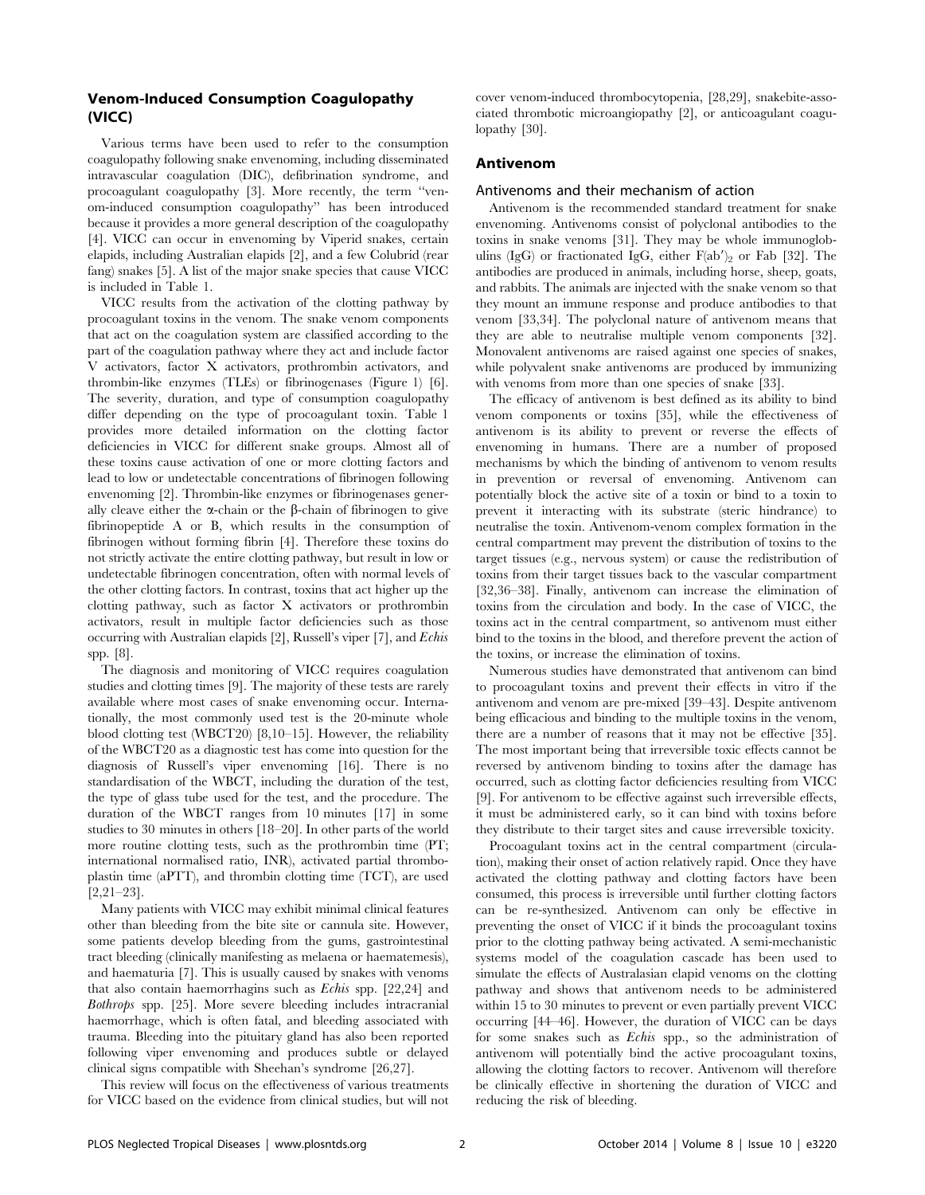## Venom-Induced Consumption Coagulopathy (VICC)

Various terms have been used to refer to the consumption coagulopathy following snake envenoming, including disseminated intravascular coagulation (DIC), defibrination syndrome, and procoagulant coagulopathy [3]. More recently, the term "venom-induced consumption coagulopathy" has been introduced because it provides a more general description of the coagulopathy [4]. VICC can occur in envenoming by Viperid snakes, certain elapids, including Australian elapids [2], and a few Colubrid (rear fang) snakes [5]. A list of the major snake species that cause VICC is included in Table 1.

VICC results from the activation of the clotting pathway by procoagulant toxins in the venom. The snake venom components that act on the coagulation system are classified according to the part of the coagulation pathway where they act and include factor V activators, factor X activators, prothrombin activators, and thrombin-like enzymes (TLEs) or fibrinogenases (Figure 1) [6]. The severity, duration, and type of consumption coagulopathy differ depending on the type of procoagulant toxin. Table 1 provides more detailed information on the clotting factor deficiencies in VICC for different snake groups. Almost all of these toxins cause activation of one or more clotting factors and lead to low or undetectable concentrations of fibrinogen following envenoming [2]. Thrombin-like enzymes or fibrinogenases generally cleave either the α-chain or the β-chain of fibrinogen to give fibrinopeptide A or B, which results in the consumption of fibrinogen without forming fibrin [4]. Therefore these toxins do not strictly activate the entire clotting pathway, but result in low or undetectable fibrinogen concentration, often with normal levels of the other clotting factors. In contrast, toxins that act higher up the clotting pathway, such as factor X activators or prothrombin activators, result in multiple factor deficiencies such as those occurring with Australian elapids [2], Russell's viper [7], and *Echis* spp. [8].

The diagnosis and monitoring of VICC requires coagulation studies and clotting times [9]. The majority of these tests are rarely available where most cases of snake envenoming occur. Internationally, the most commonly used test is the 20-minute whole blood clotting test (WBCT20) [8,10–15]. However, the reliability of the WBCT20 as a diagnostic test has come into question for the diagnosis of Russell's viper envenoming [16]. There is no standardisation of the WBCT, including the duration of the test, the type of glass tube used for the test, and the procedure. The duration of the WBCT ranges from 10 minutes [17] in some studies to 30 minutes in others [18–20]. In other parts of the world more routine clotting tests, such as the prothrombin time (PT; international normalised ratio, INR), activated partial thromboplastin time (aPTT), and thrombin clotting time (TCT), are used [2,21–23].

Many patients with VICC may exhibit minimal clinical features other than bleeding from the bite site or cannula site. However, some patients develop bleeding from the gums, gastrointestinal tract bleeding (clinically manifesting as melaena or haematemesis), and haematuria [7]. This is usually caused by snakes with venoms that also contain haemorrhagins such as *Echis* spp. [22,24] and *Bothrops* spp. [25]. More severe bleeding includes intracranial haemorrhage, which is often fatal, and bleeding associated with trauma. Bleeding into the pituitary gland has also been reported following viper envenoming and produces subtle or delayed clinical signs compatible with Sheehan's syndrome [26,27].

This review will focus on the effectiveness of various treatments for VICC based on the evidence from clinical studies, but will not cover venom-induced thrombocytopenia, [28,29], snakebite-associated thrombotic microangiopathy [2], or anticoagulant coagulopathy [30].

## Antivenom

### Antivenoms and their mechanism of action

Antivenom is the recommended standard treatment for snake envenoming. Antivenoms consist of polyclonal antibodies to the toxins in snake venoms [31]. They may be whole immunoglobulins (IgG) or fractionated IgG, either $F(ab')_2$ or Fab [32]. The antibodies are produced in animals, including horse, sheep, goats, and rabbits. The animals are injected with the snake venom so that they mount an immune response and produce antibodies to that venom [33,34]. The polyclonal nature of antivenom means that they are able to neutralise multiple venom components [32]. Monovalent antivenoms are raised against one species of snakes, while polyvalent snake antivenoms are produced by immunizing with venoms from more than one species of snake [33].

The efficacy of antivenom is best defined as its ability to bind venom components or toxins [35], while the effectiveness of antivenom is its ability to prevent or reverse the effects of envenoming in humans. There are a number of proposed mechanisms by which the binding of antivenom to venom results in prevention or reversal of envenoming. Antivenom can potentially block the active site of a toxin or bind to a toxin to prevent it interacting with its substrate (steric hindrance) to neutralise the toxin. Antivenom-venom complex formation in the central compartment may prevent the distribution of toxins to the target tissues (e.g., nervous system) or cause the redistribution of toxins from their target tissues back to the vascular compartment [32,36–38]. Finally, antivenom can increase the elimination of toxins from the circulation and body. In the case of VICC, the toxins act in the central compartment, so antivenom must either bind to the toxins in the blood, and therefore prevent the action of the toxins, or increase the elimination of toxins.

Numerous studies have demonstrated that antivenom can bind to procoagulant toxins and prevent their effects in vitro if the antivenom and venom are pre-mixed [39–43]. Despite antivenom being efficacious and binding to the multiple toxins in the venom, there are a number of reasons that it may not be effective [35]. The most important being that irreversible toxic effects cannot be reversed by antivenom binding to toxins after the damage has occurred, such as clotting factor deficiencies resulting from VICC [9]. For antivenom to be effective against such irreversible effects, it must be administered early, so it can bind with toxins before they distribute to their target sites and cause irreversible toxicity.

Procoagulant toxins act in the central compartment (circulation), making their onset of action relatively rapid. Once they have activated the clotting pathway and clotting factors have been consumed, this process is irreversible until further clotting factors can be re-synthesized. Antivenom can only be effective in preventing the onset of VICC if it binds the procoagulant toxins prior to the clotting pathway being activated. A semi-mechanistic systems model of the coagulation cascade has been used to simulate the effects of Australasian elapid venoms on the clotting pathway and shows that antivenom needs to be administered within 15 to 30 minutes to prevent or even partially prevent VICC occurring [44–46]. However, the duration of VICC can be days for some snakes such as *Echis* spp., so the administration of antivenom will potentially bind the active procoagulant toxins, allowing the clotting factors to recover. Antivenom will therefore be clinically effective in shortening the duration of VICC and reducing the risk of bleeding.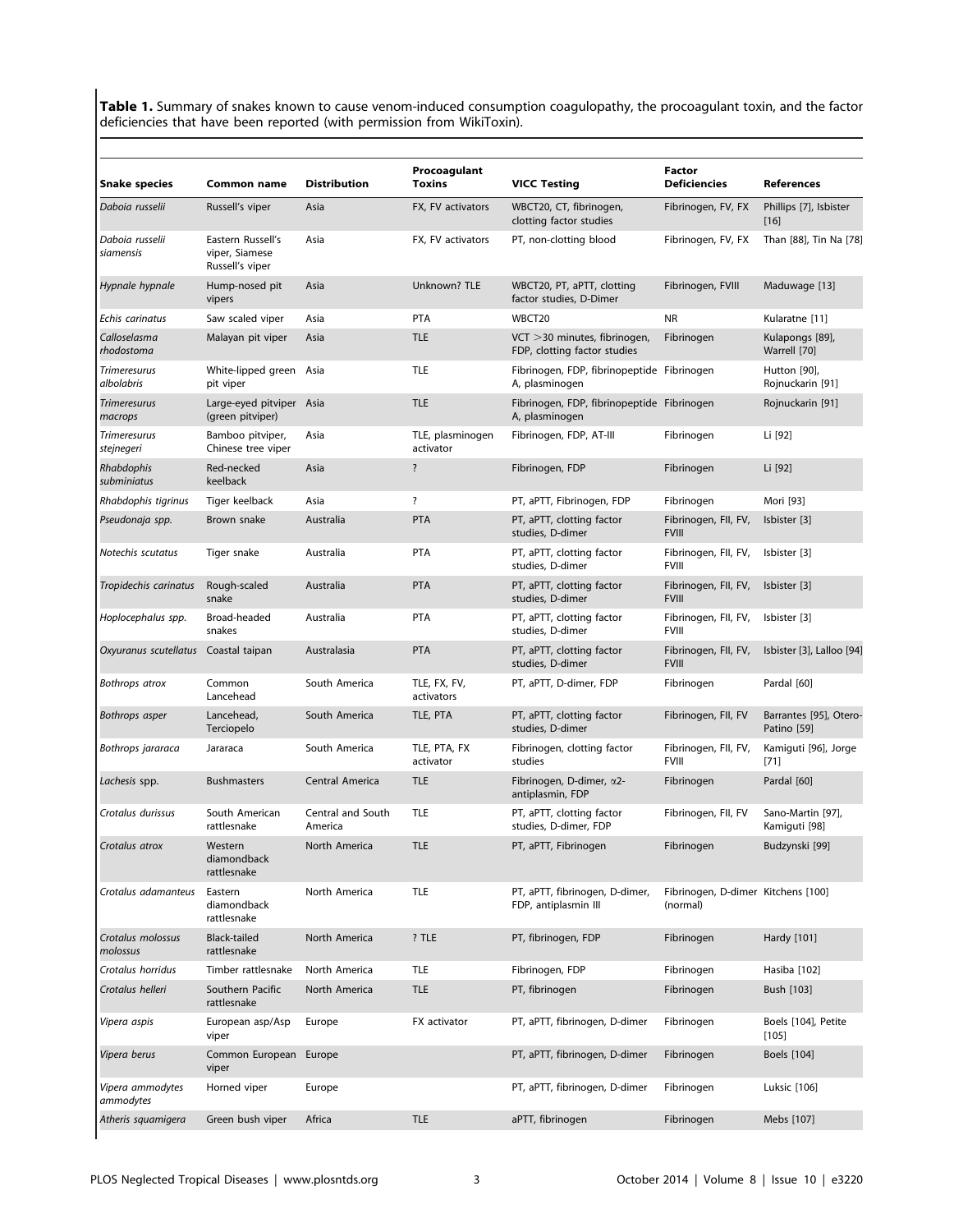**Table 1.** Summary of snakes known to cause venom-induced consumption coagulopathy, the procoagulant toxin, and the factor deficiencies that have been reported (with permission from WikiToxin).

| Snake species | Common name | Distribution | Procoagulant Toxins | VICC Testing | Factor Deficiencies | References |
|---|---|---|---|---|---|---|
| *Daboia russelii* | Russell's viper | Asia | FX, FV activators | WBCT20, CT, fibrinogen, clotting factor studies | Fibrinogen, FV, FX | Phillips [7], Isbister [16] |
| *Daboia russelii siamensis* | Eastern Russell's viper, Siamese Russell's viper | Asia | FX, FV activators | PT, non-clotting blood | Fibrinogen, FV, FX | Than [88], Tin Na [78] |
| *Hypnale hypnale* | Hump-nosed pit vipers | Asia | Unknown? TLE | WBCT20, PT, aPTT, clotting factor studies, D-Dimer | Fibrinogen, FVIII | Maduwage [13] |
| *Echis carinatus* | Saw scaled viper | Asia | PTA | WBCT20 | NR | Kularatne [11] |
| *Calloselasma rhodostoma* | Malayan pit viper | Asia | TLE | VCT >30 minutes, fibrinogen, FDP, clotting factor studies | Fibrinogen | Kulapongs [89], Warrell [70] |
| *Trimeresurus albolabris* | White-lipped green pit viper | Asia | TLE | Fibrinogen, FDP, fibrinopeptide A, plasminogen | Fibrinogen | Hutton [90], Rojnuckarin [91] |
| *Trimeresurus macrops* | Large-eyed pitviper (green pitviper) | Asia | TLE | Fibrinogen, FDP, fibrinopeptide A, plasminogen | Fibrinogen | Rojnuckarin [91] |
| *Trimeresurus stejnegeri* | Bamboo pitviper, Chinese tree viper | Asia | TLE, plasminogen activator | Fibrinogen, FDP, AT-III | Fibrinogen | Li [92] |
| *Rhabdophis subminiatus* | Red-necked keelback | Asia | ? | Fibrinogen, FDP | Fibrinogen | Li [92] |
| *Rhabdophis tigrinus* | Tiger keelback | Asia | ? | PT, aPTT, Fibrinogen, FDP | Fibrinogen | Mori [93] |
| *Pseudonaja spp.* | Brown snake | Australia | PTA | PT, aPTT, clotting factor studies, D-dimer | Fibrinogen, FII, FV, FVIII | Isbister [3] |
| *Notechis scutatus* | Tiger snake | Australia | PTA | PT, aPTT, clotting factor studies, D-dimer | Fibrinogen, FII, FV, FVIII | Isbister [3] |
| *Tropidechis carinatus* | Rough-scaled snake | Australia | PTA | PT, aPTT, clotting factor studies, D-dimer | Fibrinogen, FII, FV, FVIII | Isbister [3] |
| *Hoplocephalus spp.* | Broad-headed snakes | Australia | PTA | PT, aPTT, clotting factor studies, D-dimer | Fibrinogen, FII, FV, FVIII | Isbister [3] |
| *Oxyuranus scutellatus* | Coastal taipan | Australasia | PTA | PT, aPTT, clotting factor studies, D-dimer | Fibrinogen, FII, FV, FVIII | Isbister [3], Lalloo [94] |
| *Bothrops atrox* | Common Lancehead | South America | TLE, FX, FV, activators | PT, aPTT, D-dimer, FDP | Fibrinogen | Pardal [60] |
| *Bothrops asper* | Lancehead, Terciopelo | South America | TLE, PTA | PT, aPTT, clotting factor studies, D-dimer | Fibrinogen, FII, FV | Barrantes [95], Otero-Patino [59] |
| *Bothrops jararaca* | Jararaca | South America | TLE, PTA, FX activator | Fibrinogen, clotting factor studies | Fibrinogen, FII, FV, FVIII | Kamiguti [96], Jorge [71] |
| *Lachesis* spp. | Bushmasters | Central America | TLE | Fibrinogen, D-dimer, α2-antiplasmin, FDP | Fibrinogen | Pardal [60] |
| *Crotalus durissus* | South American rattlesnake | Central and South America | TLE | PT, aPTT, clotting factor studies, D-dimer, FDP | Fibrinogen, FII, FV | Sano-Martin [97], Kamiguti [98] |
| *Crotalus atrox* | Western diamondback rattlesnake | North America | TLE | PT, aPTT, Fibrinogen | Fibrinogen | Budzynski [99] |
| *Crotalus adamanteus* | Eastern diamondback rattlesnake | North America | TLE | PT, aPTT, fibrinogen, D-dimer, FDP, antiplasmin III | Fibrinogen, D-dimer (normal) | Kitchens [100] |
| *Crotalus molossus molossus* | Black-tailed rattlesnake | North America | ? TLE | PT, fibrinogen, FDP | Fibrinogen | Hardy [101] |
| *Crotalus horridus* | Timber rattlesnake | North America | TLE | Fibrinogen, FDP | Fibrinogen | Hasiba [102] |
| *Crotalus helleri* | Southern Pacific rattlesnake | North America | TLE | PT, fibrinogen | Fibrinogen | Bush [103] |
| *Vipera aspis* | European asp/Asp viper | Europe | FX activator | PT, aPTT, fibrinogen, D-dimer | Fibrinogen | Boels [104], Petite [105] |
| *Vipera berus* | Common European viper | Europe | | PT, aPTT, fibrinogen, D-dimer | Fibrinogen | Boels [104] |
| *Vipera ammodytes ammodytes* | Horned viper | Europe | | PT, aPTT, fibrinogen, D-dimer | Fibrinogen | Luksic [106] |
| *Atheris squamigera* | Green bush viper | Africa | TLE | aPTT, fibrinogen | Fibrinogen | Mebs [107] |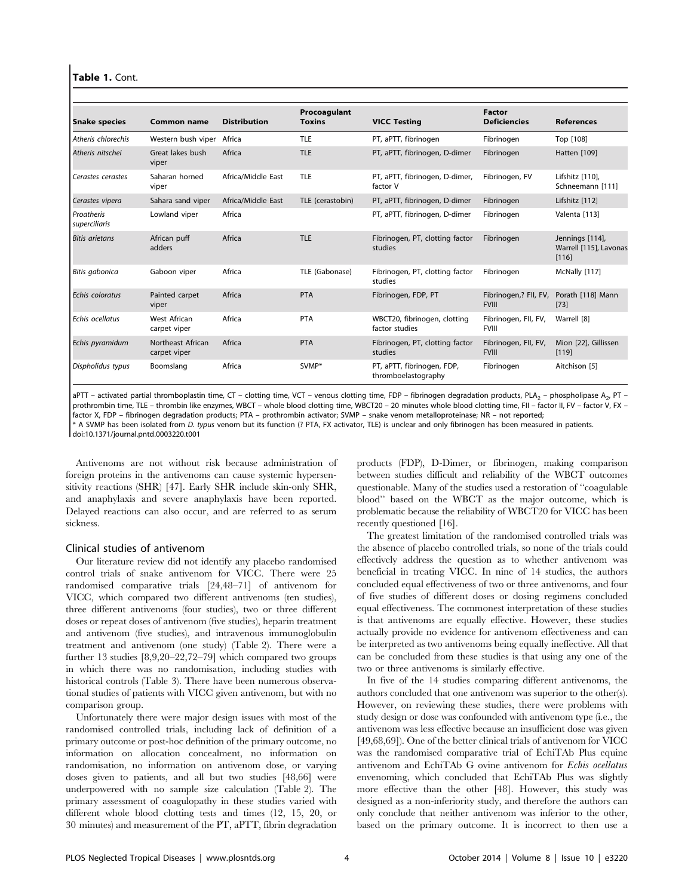**Table 1.** Cont.

| Snake species | Common name | Distribution | Procoagulant Toxins | VICC Testing | Factor Deficiencies | References |
|---|---|---|---|---|---|---|
| *Atheris chlorechis* | Western bush viper | Africa | TLE | PT, aPTT, fibrinogen | Fibrinogen | Top [108] |
| *Atheris nitschei* | Great lakes bush viper | Africa | TLE | PT, aPTT, fibrinogen, D-dimer | Fibrinogen | Hatten [109] |
| *Cerastes cerastes* | Saharan horned viper | Africa/Middle East | TLE | PT, aPTT, fibrinogen, D-dimer, factor V | Fibrinogen, FV | Lifshitz [110], Schneemann [111] |
| *Cerastes vipera* | Sahara sand viper | Africa/Middle East | TLE (cerastobin) | PT, aPTT, fibrinogen, D-dimer | Fibrinogen | Lifshitz [112] |
| *Proatheris superciliaris* | Lowland viper | Africa | | PT, aPTT, fibrinogen, D-dimer | Fibrinogen | Valenta [113] |
| *Bitis arietans* | African puff adders | Africa | TLE | Fibrinogen, PT, clotting factor studies | Fibrinogen | Jennings [114], Warrell [115], Lavonas [116] |
| *Bitis gabonica* | Gaboon viper | Africa | TLE (Gabonase) | Fibrinogen, PT, clotting factor studies | Fibrinogen | McNally [117] |
| *Echis coloratus* | Painted carpet viper | Africa | PTA | Fibrinogen, FDP, PT | Fibrinogen,? FII, FV, FVIII | Porath [118] Mann [73] |
| *Echis ocellatus* | West African carpet viper | Africa | PTA | WBCT20, fibrinogen, clotting factor studies | Fibrinogen, FII, FV, FVIII | Warrell [8] |
| *Echis pyramidum* | Northeast African carpet viper | Africa | PTA | Fibrinogen, PT, clotting factor studies | Fibrinogen, FII, FV, FVIII | Mion [22], Gillissen [119] |
| *Dispholidus typus* | Boomslang | Africa | SVMP* | PT, aPTT, fibrinogen, FDP, thromboelastography | Fibrinogen | Aitchison [5] |

aPTT – activated partial thromboplastin time, CT – clotting time, VCT – venous clotting time, FDP – fibrinogen degradation products, $PLA_2$ – phospholipase $A_2$, PT – prothrombin time, TLE – thrombin like enzymes, WBCT – whole blood clotting time, WBCT20 – 20 minutes whole blood clotting time, FII – factor II, FV – factor V, FX – factor X, FDP – fibrinogen degradation products; PTA – prothrombin activator; SVMP – snake venom metalloproteinase; NR – not reported;
* A SVMP has been isolated from *D. typus* venom but its function (? PTA, FX activator, TLE) is unclear and only fibrinogen has been measured in patients.
doi:10.1371/journal.pntd.0003220.t001

Antivenoms are not without risk because administration of foreign proteins in the antivenoms can cause systemic hypersensitivity reactions (SHR) [47]. Early SHR include skin-only SHR, and anaphylaxis and severe anaphylaxis have been reported. Delayed reactions can also occur, and are referred to as serum sickness.

## Clinical studies of antivenom

Our literature review did not identify any placebo randomised control trials of snake antivenom for VICC. There were 25 randomised comparative trials [24,48–71] of antivenom for VICC, which compared two different antivenoms (ten studies), three different antivenoms (four studies), two or three different doses or repeat doses of antivenom (five studies), heparin treatment and antivenom (five studies), and intravenous immunoglobulin treatment and antivenom (one study) (Table 2). There were a further 13 studies [8,9,20–22,72–79] which compared two groups in which there was no randomisation, including studies with historical controls (Table 3). There have been numerous observational studies of patients with VICC given antivenom, but with no comparison group.

Unfortunately there were major design issues with most of the randomised controlled trials, including lack of definition of a primary outcome or post-hoc definition of the primary outcome, no information on allocation concealment, no information on randomisation, no information on antivenom dose, or varying doses given to patients, and all but two studies [48,66] were underpowered with no sample size calculation (Table 2). The primary assessment of coagulopathy in these studies varied with different whole blood clotting tests and times (12, 15, 20, or 30 minutes) and measurement of the PT, aPTT, fibrin degradation products (FDP), D-Dimer, or fibrinogen, making comparison between studies difficult and reliability of the WBCT outcomes questionable. Many of the studies used a restoration of "coagulable blood" based on the WBCT as the major outcome, which is problematic because the reliability of WBCT20 for VICC has been recently questioned [16].

The greatest limitation of the randomised controlled trials was the absence of placebo controlled trials, so none of the trials could effectively address the question as to whether antivenom was beneficial in treating VICC. In nine of 14 studies, the authors concluded equal effectiveness of two or three antivenoms, and four of five studies of different doses or dosing regimens concluded equal effectiveness. The commonest interpretation of these studies is that antivenoms are equally effective. However, these studies actually provide no evidence for antivenom effectiveness and can be interpreted as two antivenoms being equally ineffective. All that can be concluded from these studies is that using any one of the two or three antivenoms is similarly effective.

In five of the 14 studies comparing different antivenoms, the authors concluded that one antivenom was superior to the other(s). However, on reviewing these studies, there were problems with study design or dose was confounded with antivenom type (i.e., the antivenom was less effective because an insufficient dose was given [49,68,69]). One of the better clinical trials of antivenom for VICC was the randomised comparative trial of EchiTAb Plus equine antivenom and EchiTAb G ovine antivenom for *Echis ocellatus* envenoming, which concluded that EchiTAb Plus was slightly more effective than the other [48]. However, this study was designed as a non-inferiority study, and therefore the authors can only conclude that neither antivenom was inferior to the other, based on the primary outcome. It is incorrect to then use a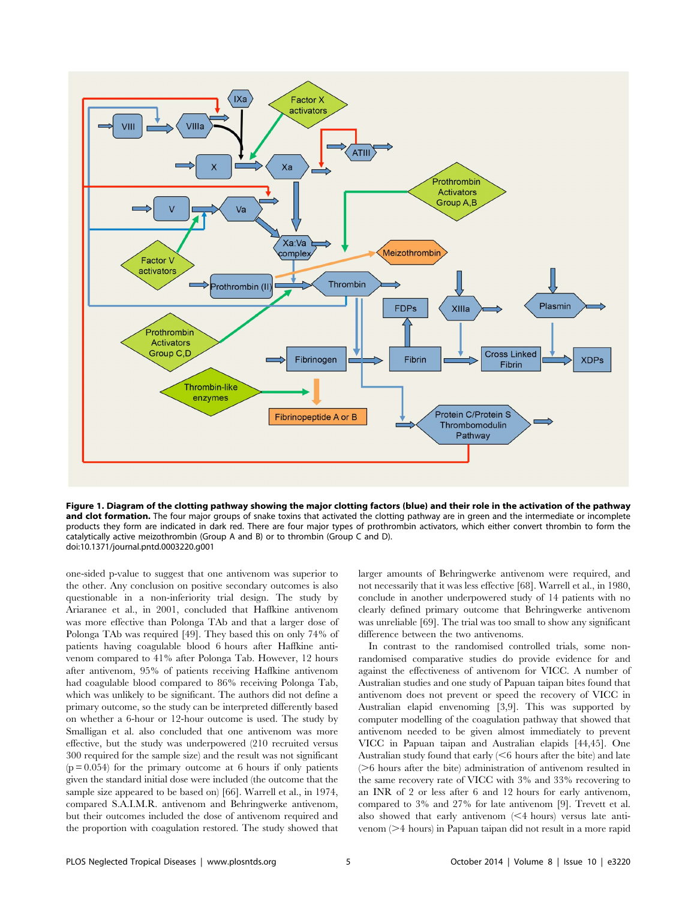**Figure 1. Diagram of the clotting pathway showing the major clotting factors (blue) and their role in the activation of the pathway and clot formation.** The four major groups of snake toxins that activated the clotting pathway are in green and the intermediate or incomplete products they form are indicated in dark red. There are four major types of prothrombin activators, which either convert thrombin to form the catalytically active meizothrombin (Group A and B) or to thrombin (Group C and D).
doi:10.1371/journal.pntd.0003220.g001

one-sided p-value to suggest that one antivenom was superior to the other. Any conclusion on positive secondary outcomes is also questionable in a non-inferiority trial design. The study by Ariaranee et al., in 2001, concluded that Haffkine antivenom was more effective than Polonga TAb and that a larger dose of Polonga TAb was required [49]. They based this on only 74% of patients having coagulable blood 6 hours after Haffkine antivenom compared to 41% after Polonga Tab. However, 12 hours after antivenom, 95% of patients receiving Haffkine antivenom had coagulable blood compared to 86% receiving Polonga Tab, which was unlikely to be significant. The authors did not define a primary outcome, so the study can be interpreted differently based on whether a 6-hour or 12-hour outcome is used. The study by Smalligan et al. also concluded that one antivenom was more effective, but the study was underpowered (210 recruited versus 300 required for the sample size) and the result was not significant ($p = 0.054$) for the primary outcome at 6 hours if only patients given the standard initial dose were included (the outcome that the sample size appeared to be based on) [66]. Warrell et al., in 1974, compared S.A.I.M.R. antivenom and Behringwerke antivenom, but their outcomes included the dose of antivenom required and the proportion with coagulation restored. The study showed that larger amounts of Behringwerke antivenom were required, and not necessarily that it was less effective [68]. Warrell et al., in 1980, conclude in another underpowered study of 14 patients with no clearly defined primary outcome that Behringwerke antivenom was unreliable [69]. The trial was too small to show any significant difference between the two antivenoms.

In contrast to the randomised controlled trials, some non-randomised comparative studies do provide evidence for and against the effectiveness of antivenom for VICC. A number of Australian studies and one study of Papuan taipan bites found that antivenom does not prevent or speed the recovery of VICC in Australian elapid envenoming [3,9]. This was supported by computer modelling of the coagulation pathway that showed that antivenom needed to be given almost immediately to prevent VICC in Papuan taipan and Australian elapids [44,45]. One Australian study found that early (<6 hours after the bite) and late (>6 hours after the bite) administration of antivenom resulted in the same recovery rate of VICC with 3% and 33% recovering to an INR of 2 or less after 6 and 12 hours for early antivenom, compared to 3% and 27% for late antivenom [9]. Trevett et al. also showed that early antivenom (<4 hours) versus late antivenom (>4 hours) in Papuan taipan did not result in a more rapid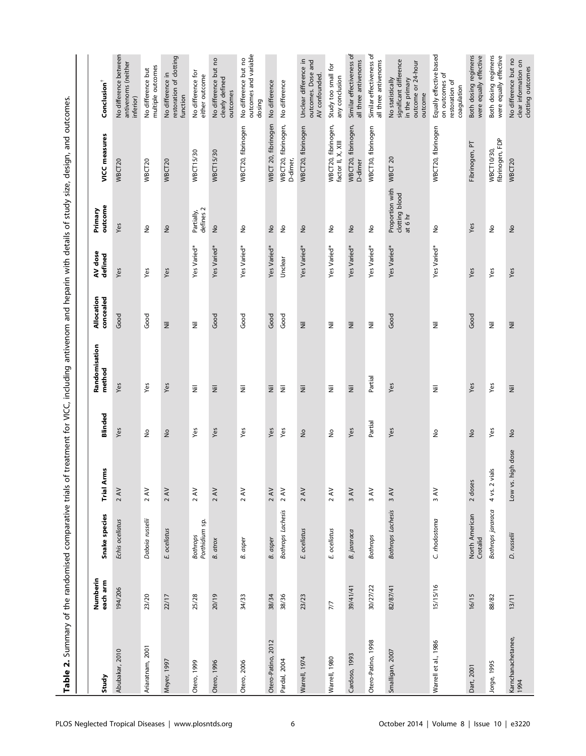**Table 2.** Summary of the randomised comparative trials of treatment for VICC, including antivenom and heparin with details of study size, design, and outcomes.

| Study | Numberin each arm | Snake species | Trial Arms | Blinded | Randomisation method | Allocation concealed | AV dose defined | Primary outcome | VICC measures | Conclusion[†] |
|---|---|---|---|---|---|---|---|---|---|---|
| Abubakar, 2010 | 194/206 | *Echis ocellatus* | 2 AV | Yes | Yes | Good | Yes | Yes | WBCT20 | No difference between antivenoms (neither inferior) |
| Ariaratnam, 2001 | 23/20 | *Daboia russelii* | 2 AV | No | Yes | Good | Yes | No | WBCT20 | No difference but multiple outcomes |
| Meyer, 1997 | 22/17 | *E. ocellatus* | 2 AV | No | Yes | Nil | Yes | No | WBCT20 | No difference in restoration of clotting function |
| Otero, 1999 | 25/28 | *Bothrops Porthidium* sp. | 2 AV | Yes | Nil | Nil | Yes Varied* | Partially, defines 2 | WBCT15/30 | No difference for either outcome |
| Otero, 1996 | 20/19 | *B. atrox* | 2 AV | Yes | Nil | Good | Yes Varied* | No | WBCT15/30 | No difference but no clearly defined outcomes |
| Otero, 2006 | 34/33 | *B. asper* | 2 AV | Yes | Nil | Good | Yes Varied* | No | WBCT20, fibrinogen | No difference but no outcomes and variable dosing |
| Otero-Patino, 2012 | 38/34 | *B. asper* | 2 AV | Yes | Nil | Good | Yes Varied* | No | WBCT 20, fibrinogen | No difference |
| Pardal, 2004 | 38/36 | *Bothrops Lachesis* | 2 AV | Yes | Nil | Good | Unclear | No | WBCT20, fibrinogen, D-dimer, | No difference |
| Warrell, 1974 | 23/23 | *E. ocellatus* | 2 AV | No | Nil | Nil | Yes Varied* | No | WBCT20, fibrinogen | Unclear difference in outcomes. Dose and AV confounded. |
| Warrell, 1980 | 7/7 | *E. ocellatus* | 2 AV | No | Nil | Nil | Yes Varied* | No | WBCT20, fibrinogen, factor II, X, XIII | Study too small for any conclusion |
| Cardoso, 1993 | 39/41/41 | *B. jararaca* | 3 AV | Yes | Nil | Nil | Yes Varied* | No | WBCT20, fibrinogen, D-dimer | Similar effectiveness of all three antivenoms |
| Otero-Patino, 1998 | 30/27/22 | *Bothrops* | 3 AV | Partial | Partial | Nil | Yes Varied* | No | WBCT30, fibrinogen | Similar effectiveness of all three antivenoms |
| Smalligan, 2007 | 82/87/41 | *Bothrops Lachesis* | 3 AV | Yes | Yes | Good | Yes Varied* | Proportion with clotting blood at 6 hr | WBCT 20 | No statistically significant difference in the primary outcome or 24-hour outcome |
| Warrell et al., 1986 | 15/15/16 | *C. rhodostoma* | 3 AV | No | Nil | Nil | Yes Varied* | No | WBCT20, fibrinogen | Equally effective based on outcomes of restoration of coagulation |
| Dart, 2001 | 16/15 | North American Crotalid | 2 doses | No | Yes | Good | Yes | Yes | Fibrinogen, PT | Both dosing regimens were equally effective |
| Jorge, 1995 | 88/82 | *Bothrops jararaca* | 4 vs. 2 vials | Yes | Yes | Nil | Yes | No | WBCT10/30, fibrinogen, FDP | Both dosing regimens were equally effective |
| Karnchanachetanee, 1994 | 13/11 | *D. russelii* | Low vs. high dose | No | Nil | Nil | Yes | No | WBCT20 | No difference but no clear information on clotting outcomes |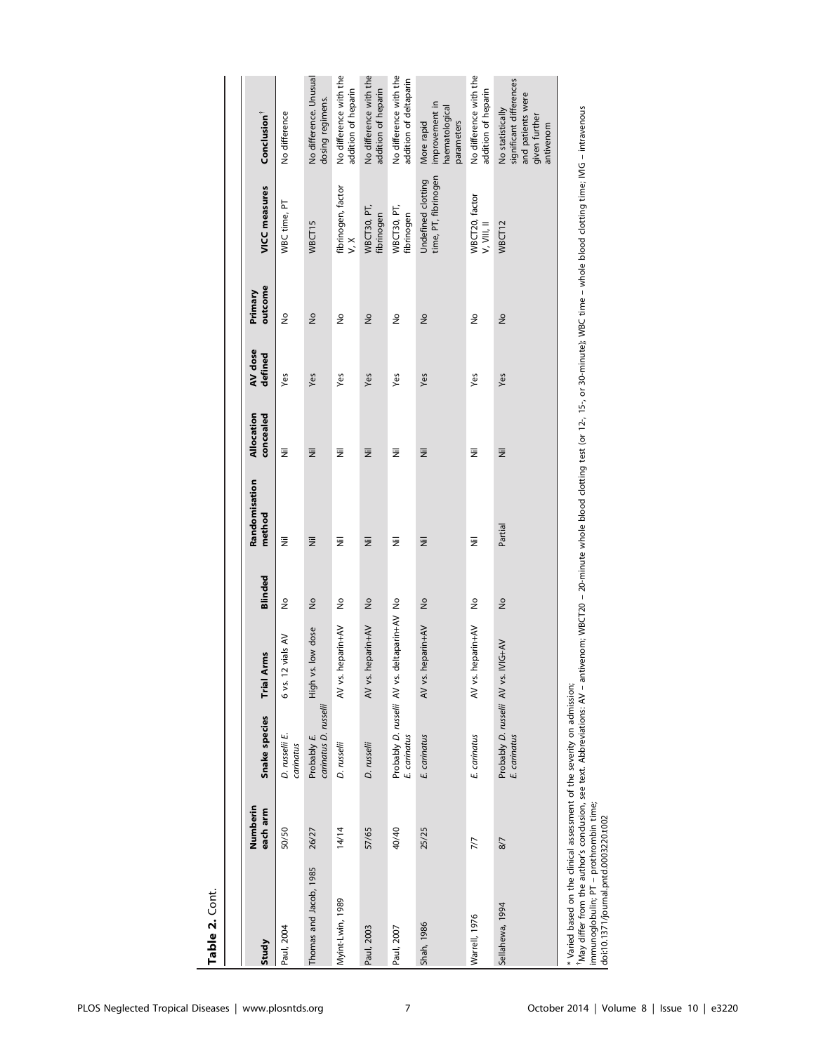**Table 2.** Cont.

| Study | Numberin each arm | Snake species | Trial Arms | Blinded | Randomisation method | Allocation concealed | AV dose defined | Primary outcome | VICC measures | Conclusion[†] |
|---|---|---|---|---|---|---|---|---|---|---|
| Paul, 2004 | 50/50 | *D. russelii E. carinatus* | 6 vs. 12 vials AV | No | Nil | Nil | Yes | No | WBC time, PT | No difference |
| Thomas and Jacob, 1985 | 26/27 | Probably *E. carinatus D. russelii* | High vs. low dose | No | Nil | Nil | Yes | No | WBCT15 | No difference. Unusual dosing regimens. |
| Myint-Lwin, 1989 | 14/14 | *D. russelii* | AV vs. heparin+AV | No | Nil | Nil | Yes | No | fibrinogen, factor V, X | No difference with the addition of heparin |
| Paul, 2003 | 57/65 | *D. russelii* | AV vs. heparin+AV | No | Nil | Nil | Yes | No | WBCT30, PT, fibrinogen | No difference with the addition of heparin |
| Paul, 2007 | 40/40 | Probably *D. russelii E. carinatus* | AV vs. deltaparin+AV | No | Nil | Nil | Yes | No | WBCT30, PT, fibrinogen | No difference with the addition of deltaparin |
| Shah, 1986 | 25/25 | *E. carinatus* | AV vs. heparin+AV | No | Nil | Nil | Yes | No | Undefined clotting time, PT, fibrinogen | More rapid improvement in haematological parameters |
| Warrell, 1976 | 7/7 | *E. carinatus* | AV vs. heparin+AV | No | Nil | Nil | Yes | No | WBCT20, factor V, VIII, II | No difference with the addition of heparin |
| Sellahewa, 1994 | 8/7 | Probably *D. russelii E. carinatus* | AV vs. IVIG+AV | No | Partial | Nil | Yes | No | WBCT12 | No statistically significant differences and patients were given further antivenom |

* Varied based on the clinical assessment of the severity on admission;
[†]May differ from the author's conclusion, see text. Abbreviations: AV – antivenom; WBCT20 – 20-minute whole blood clotting test (or 12-, 15-, or 30-minute); WBC time – whole blood clotting time; IVIG – intravenous immunoglobulin; PT – prothrombin time;
doi:10.1371/journal.pntd.0003220.t002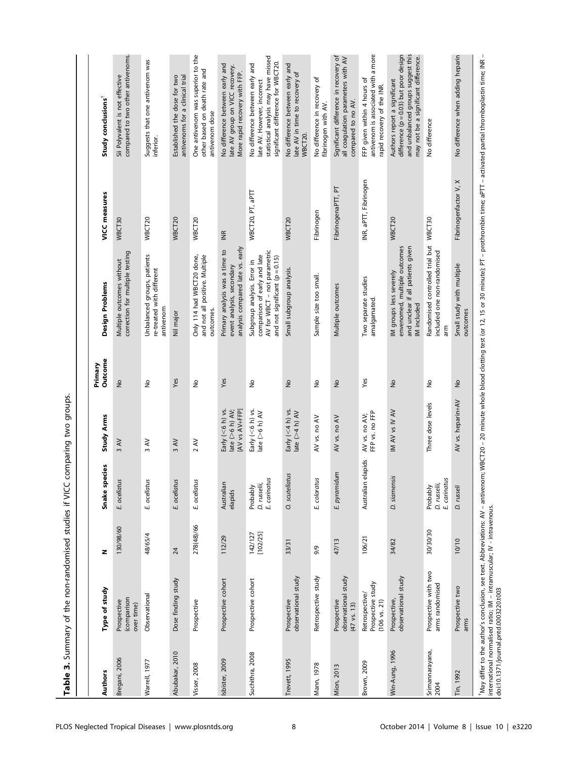**Table 3.** Summary of the non-randomised studies if VICC comparing two groups.

| Authors | Type of study | N | Snake species | Study Arms | Primary Outcome | Design Problems | VICC measures | Study conclusions[†] |
|---|---|---|---|---|---|---|---|---|
| Bregani, 2006 | Prospective (comparison over time) | 130/98/60 | *E. ocellatus* | 3 AV | No | Multiple outcomes without correction for multiple testing | WBCT30 | Sii Polyvalent is not effective compared to two other antivenoms. |
| Warrell, 1977 | Observational | 48/65/4 | *E. ocellatus* | 3 AV | No | Unbalanced groups, patients re-treated with different antivenom | WBCT20 | Suggests that one antivenom was inferior. |
| Abubakar, 2010 | Dose finding study | 24 | *E. ocellatus* | 3 AV | Yes | Nil major | WBCT20 | Established the dose for two antivenoms for a clinical trial |
| Visser, 2008 | Prospective | 278(48)/66 | *E. ocellatus* | 2 AV | No | Only 114 had WBCT20 done, and not all positive. Multiple outcomes. | WBCT20 | One antivenom was superior to the other based on death rate and antivenom dose |
| Isbister, 2009 | Prospective cohort | 112/29 | Australian elapids | Early (<6 h) vs. late (>6 h) AV; [AV vs AV+FFP] | Yes | Primary analysis was a time to event analysis, secondary analysis compared late vs. early | INR | No difference between early and late AV group on VICC recovery. More rapid recovery with FFP. |
| Suchithra, 2008 | Prospective cohort | 142/127 [102/25] | Probably *D. russelii*, *E. carinatus* | Early (<6 h) vs. late (>6 h) AV | No | Subgroup analysis. Error in comparison of early and late AV for WBCT – not parametric and not significant (p = 0.15) | WBCT20, PT, aPTT | No difference between early and late AV. However, incorrect statistical analysis may have missed significant difference for WBCT20. |
| Trevett, 1995 | Prospective observational study | 33/31 | *O. scutellatus* | Early (<4 h) vs. late (>4 h) AV | No | Small subgroup analysis. | WBCT20 | No difference between early and late AV in time to recovery of WBCT20. |
| Mann, 1978 | Retrospective study | 9/9 | *E. coloratus* | AV vs. no AV | No | Sample size too small. | Fibrinogen | No difference in recovery of fibrinogen with AV. |
| Mion, 2013 | Prospective observational study (47 vs. 13) | 47/13 | *E. pyramidum* | AV vs. no AV | No | Multiple outcomes | FibrinogenaPTT, PT | Significant difference in recovery of all coagulation parameters with AV compared to no AV. |
| Brown, 2009 | Retrospective/ Prospective study (106 vs. 21) | 106/21 | Australian elapids | AV vs. no AV; FFP vs. no FFP | Yes | Two separate studies amalgamated. | INR, aPTT, Fibrinogen | FFP given within 4 hours of antivenom is associated with a more rapid recovery of the INR. |
| Win-Aung, 1996 | Prospective, observational study | 34/82 | *D. siamensis* | IM AV vs IV AV | No | IM groups less severely envenomed, multiple outcomes and unclear if all patients given IM included | WBCT20 | Authors report a significant difference (p = 0.03) but poor design and unbalanced groups suggest this may not be a significant difference. |
| Srimannarayana, 2004 | Prospective with two arms randomised | 30/30/30 | Probably *D. russelii*, *E. carinatus* | Three dose levels | No | Randomised controlled trial but included one non-randomised arm | WBCT30 | No difference |
| Tin, 1992 | Prospective two arms | 10/10 | *D. russeli* | AV vs. heparin+AV | No | Small study with multiple outcomes | Fibrinogenfactor V, X | No difference when adding heparin |

[†]May differ to the author's conclusion, see text. Abbreviations: AV – antivenom; WBCT20 – 20 minute whole blood clotting test (or 12, 15 or 30 minute); PT – prothrombin time; aPTT – activated partial thromboplastin time; INR – international normalised ratio; IM – intramuscular; IV - intravenous.
doi:10.1371/journal.pntd.0003220.t003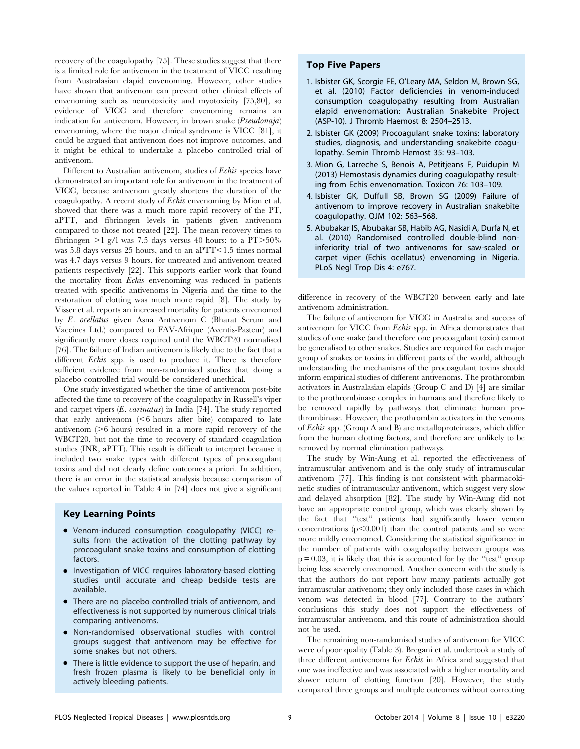recovery of the coagulopathy [75]. These studies suggest that there is a limited role for antivenom in the treatment of VICC resulting from Australasian elapid envenoming. However, other studies have shown that antivenom can prevent other clinical effects of envenoming such as neurotoxicity and myotoxicity [75,80], so evidence of VICC and therefore envenoming remains an indication for antivenom. However, in brown snake (*Pseudonaja*) envenoming, where the major clinical syndrome is VICC [81], it could be argued that antivenom does not improve outcomes, and it might be ethical to undertake a placebo controlled trial of antivenom.

Different to Australian antivenom, studies of *Echis* species have demonstrated an important role for antivenom in the treatment of VICC, because antivenom greatly shortens the duration of the coagulopathy. A recent study of *Echis* envenoming by Mion et al. showed that there was a much more rapid recovery of the PT, aPTT, and fibrinogen levels in patients given antivenom compared to those not treated [22]. The mean recovery times to fibrinogen >1 g/l was 7.5 days versus 40 hours; to a PT>50% was 5.8 days versus 25 hours, and to an aPTT<1.5 times normal was 4.7 days versus 9 hours, for untreated and antivenom treated patients respectively [22]. This supports earlier work that found the mortality from *Echis* envenoming was reduced in patients treated with specific antivenoms in Nigeria and the time to the restoration of clotting was much more rapid [8]. The study by Visser et al. reports an increased mortality for patients envenomed by *E. ocellatus* given Asna Antivenom C (Bharat Serum and Vaccines Ltd.) compared to FAV-Afrique (Aventis-Pasteur) and significantly more doses required until the WBCT20 normalised [76]. The failure of Indian antivenom is likely due to the fact that a different *Echis* spp. is used to produce it. There is therefore sufficient evidence from non-randomised studies that doing a placebo controlled trial would be considered unethical.

One study investigated whether the time of antivenom post-bite affected the time to recovery of the coagulopathy in Russell's viper and carpet vipers (*E. carinatus*) in India [74]. The study reported that early antivenom (<6 hours after bite) compared to late antivenom (>6 hours) resulted in a more rapid recovery of the WBCT20, but not the time to recovery of standard coagulation studies (INR, aPTT). This result is difficult to interpret because it included two snake types with different types of procoagulant toxins and did not clearly define outcomes a priori. In addition, there is an error in the statistical analysis because comparison of the values reported in Table 4 in [74] does not give a significant difference in recovery of the WBCT20 between early and late antivenom administration.

The failure of antivenom for VICC in Australia and success of antivenom for VICC from *Echis* spp. in Africa demonstrates that studies of one snake (and therefore one procoagulant toxin) cannot be generalised to other snakes. Studies are required for each major group of snakes or toxins in different parts of the world, although understanding the mechanisms of the procoagulant toxins should inform empirical studies of different antivenoms. The prothrombin activators in Australasian elapids (Group C and D) [4] are similar to the prothrombinase complex in humans and therefore likely to be removed rapidly by pathways that eliminate human prothrombinase. However, the prothrombin activators in the venoms of *Echis* spp. (Group A and B) are metalloproteinases, which differ from the human clotting factors, and therefore are unlikely to be removed by normal elimination pathways.

The study by Win-Aung et al. reported the effectiveness of intramuscular antivenom and is the only study of intramuscular antivenom [77]. This finding is not consistent with pharmacokinetic studies of intramuscular antivenom, which suggest very slow and delayed absorption [82]. The study by Win-Aung did not have an appropriate control group, which was clearly shown by the fact that "test" patients had significantly lower venom concentrations ($p<0.001$) than the control patients and so were more mildly envenomed. Considering the statistical significance in the number of patients with coagulopathy between groups was $p = 0.03$, it is likely that this is accounted for by the "test" group being less severely envenomed. Another concern with the study is that the authors do not report how many patients actually got intramuscular antivenom; they only included those cases in which venom was detected in blood [77]. Contrary to the authors' conclusions this study does not support the effectiveness of intramuscular antivenom, and this route of administration should not be used.

The remaining non-randomised studies of antivenom for VICC were of poor quality (Table 3). Bregani et al. undertook a study of three different antivenoms for *Echis* in Africa and suggested that one was ineffective and was associated with a higher mortality and slower return of clotting function [20]. However, the study compared three groups and multiple outcomes without correcting

### Key Learning Points

- Venom-induced consumption coagulopathy (VICC) results from the activation of the clotting pathway by procoagulant snake toxins and consumption of clotting factors.
- Investigation of VICC requires laboratory-based clotting studies until accurate and cheap bedside tests are available.
- There are no placebo controlled trials of antivenom, and effectiveness is not supported by numerous clinical trials comparing antivenoms.
- Non-randomised observational studies with control groups suggest that antivenom may be effective for some snakes but not others.
- There is little evidence to support the use of heparin, and fresh frozen plasma is likely to be beneficial only in actively bleeding patients.

### Top Five Papers

1. Isbister GK, Scorgie FE, O'Leary MA, Seldon M, Brown SG, et al. (2010) Factor deficiencies in venom-induced consumption coagulopathy resulting from Australian elapid envenomation: Australian Snakebite Project (ASP-10). J Thromb Haemost 8: 2504–2513.
2. Isbister GK (2009) Procoagulant snake toxins: laboratory studies, diagnosis, and understanding snakebite coagulopathy. Semin Thromb Hemost 35: 93–103.
3. Mion G, Larreche S, Benois A, Petitjeans F, Puidupin M (2013) Hemostasis dynamics during coagulopathy resulting from Echis envenomation. Toxicon 76: 103–109.
4. Isbister GK, Duffull SB, Brown SG (2009) Failure of antivenom to improve recovery in Australian snakebite coagulopathy. QJM 102: 563–568.
5. Abubakar IS, Abubakar SB, Habib AG, Nasidi A, Durfa N, et al. (2010) Randomised controlled double-blind non-inferiority trial of two antivenoms for saw-scaled or carpet viper (Echis ocellatus) envenoming in Nigeria. PLoS Negl Trop Dis 4: e767.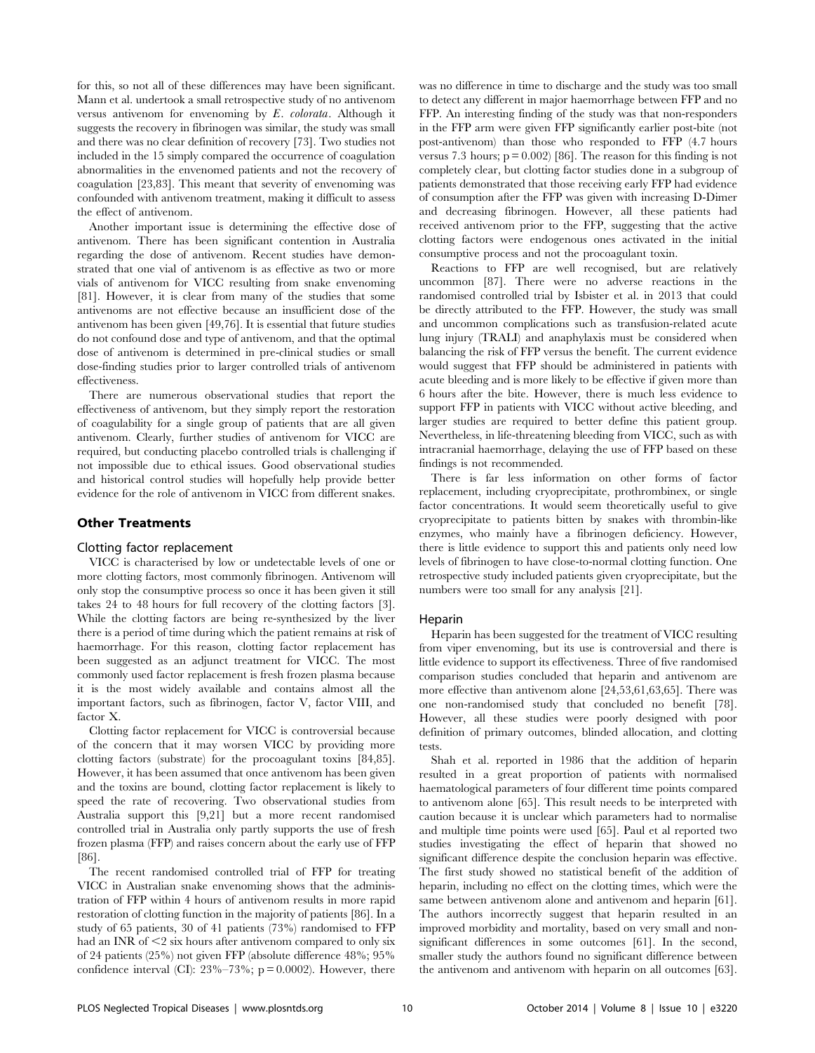for this, so not all of these differences may have been significant. Mann et al. undertook a small retrospective study of no antivenom versus antivenom for envenoming by *E. colorata*. Although it suggests the recovery in fibrinogen was similar, the study was small and there was no clear definition of recovery [73]. Two studies not included in the 15 simply compared the occurrence of coagulation abnormalities in the envenomed patients and not the recovery of coagulation [23,83]. This meant that severity of envenoming was confounded with antivenom treatment, making it difficult to assess the effect of antivenom.

Another important issue is determining the effective dose of antivenom. There has been significant contention in Australia regarding the dose of antivenom. Recent studies have demonstrated that one vial of antivenom is as effective as two or more vials of antivenom for VICC resulting from snake envenoming [81]. However, it is clear from many of the studies that some antivenoms are not effective because an insufficient dose of the antivenom has been given [49,76]. It is essential that future studies do not confound dose and type of antivenom, and that the optimal dose of antivenom is determined in pre-clinical studies or small dose-finding studies prior to larger controlled trials of antivenom effectiveness.

There are numerous observational studies that report the effectiveness of antivenom, but they simply report the restoration of coagulability for a single group of patients that are all given antivenom. Clearly, further studies of antivenom for VICC are required, but conducting placebo controlled trials is challenging if not impossible due to ethical issues. Good observational studies and historical control studies will hopefully help provide better evidence for the role of antivenom in VICC from different snakes.

## Other Treatments

### Clotting factor replacement

VICC is characterised by low or undetectable levels of one or more clotting factors, most commonly fibrinogen. Antivenom will only stop the consumptive process so once it has been given it still takes 24 to 48 hours for full recovery of the clotting factors [3]. While the clotting factors are being re-synthesized by the liver there is a period of time during which the patient remains at risk of haemorrhage. For this reason, clotting factor replacement has been suggested as an adjunct treatment for VICC. The most commonly used factor replacement is fresh frozen plasma because it is the most widely available and contains almost all the important factors, such as fibrinogen, factor V, factor VIII, and factor X.

Clotting factor replacement for VICC is controversial because of the concern that it may worsen VICC by providing more clotting factors (substrate) for the procoagulant toxins [84,85]. However, it has been assumed that once antivenom has been given and the toxins are bound, clotting factor replacement is likely to speed the rate of recovering. Two observational studies from Australia support this [9,21] but a more recent randomised controlled trial in Australia only partly supports the use of fresh frozen plasma (FFP) and raises concern about the early use of FFP [86].

The recent randomised controlled trial of FFP for treating VICC in Australian snake envenoming shows that the administration of FFP within 4 hours of antivenom results in more rapid restoration of clotting function in the majority of patients [86]. In a study of 65 patients, 30 of 41 patients (73%) randomised to FFP had an INR of $<2$ six hours after antivenom compared to only six of 24 patients (25%) not given FFP (absolute difference 48%; 95% confidence interval (CI): 23%–73%; $p = 0.0002$). However, there was no difference in time to discharge and the study was too small to detect any different in major haemorrhage between FFP and no FFP. An interesting finding of the study was that non-responders in the FFP arm were given FFP significantly earlier post-bite (not post-antivenom) than those who responded to FFP (4.7 hours versus 7.3 hours; $p = 0.002$) [86]. The reason for this finding is not completely clear, but clotting factor studies done in a subgroup of patients demonstrated that those receiving early FFP had evidence of consumption after the FFP was given with increasing D-Dimer and decreasing fibrinogen. However, all these patients had received antivenom prior to the FFP, suggesting that the active clotting factors were endogenous ones activated in the initial consumptive process and not the procoagulant toxin.

Reactions to FFP are well recognised, but are relatively uncommon [87]. There were no adverse reactions in the randomised controlled trial by Isbister et al. in 2013 that could be directly attributed to the FFP. However, the study was small and uncommon complications such as transfusion-related acute lung injury (TRALI) and anaphylaxis must be considered when balancing the risk of FFP versus the benefit. The current evidence would suggest that FFP should be administered in patients with acute bleeding and is more likely to be effective if given more than 6 hours after the bite. However, there is much less evidence to support FFP in patients with VICC without active bleeding, and larger studies are required to better define this patient group. Nevertheless, in life-threatening bleeding from VICC, such as with intracranial haemorrhage, delaying the use of FFP based on these findings is not recommended.

There is far less information on other forms of factor replacement, including cryoprecipitate, prothrombinex, or single factor concentrations. It would seem theoretically useful to give cryoprecipitate to patients bitten by snakes with thrombin-like enzymes, who mainly have a fibrinogen deficiency. However, there is little evidence to support this and patients only need low levels of fibrinogen to have close-to-normal clotting function. One retrospective study included patients given cryoprecipitate, but the numbers were too small for any analysis [21].

### Heparin

Heparin has been suggested for the treatment of VICC resulting from viper envenoming, but its use is controversial and there is little evidence to support its effectiveness. Three of five randomised comparison studies concluded that heparin and antivenom are more effective than antivenom alone [24,53,61,63,65]. There was one non-randomised study that concluded no benefit [78]. However, all these studies were poorly designed with poor definition of primary outcomes, blinded allocation, and clotting tests.

Shah et al. reported in 1986 that the addition of heparin resulted in a great proportion of patients with normalised haematological parameters of four different time points compared to antivenom alone [65]. This result needs to be interpreted with caution because it is unclear which parameters had to normalise and multiple time points were used [65]. Paul et al reported two studies investigating the effect of heparin that showed no significant difference despite the conclusion heparin was effective. The first study showed no statistical benefit of the addition of heparin, including no effect on the clotting times, which were the same between antivenom alone and antivenom and heparin [61]. The authors incorrectly suggest that heparin resulted in an improved morbidity and mortality, based on very small and non-significant differences in some outcomes [61]. In the second, smaller study the authors found no significant difference between the antivenom and antivenom with heparin on all outcomes [63].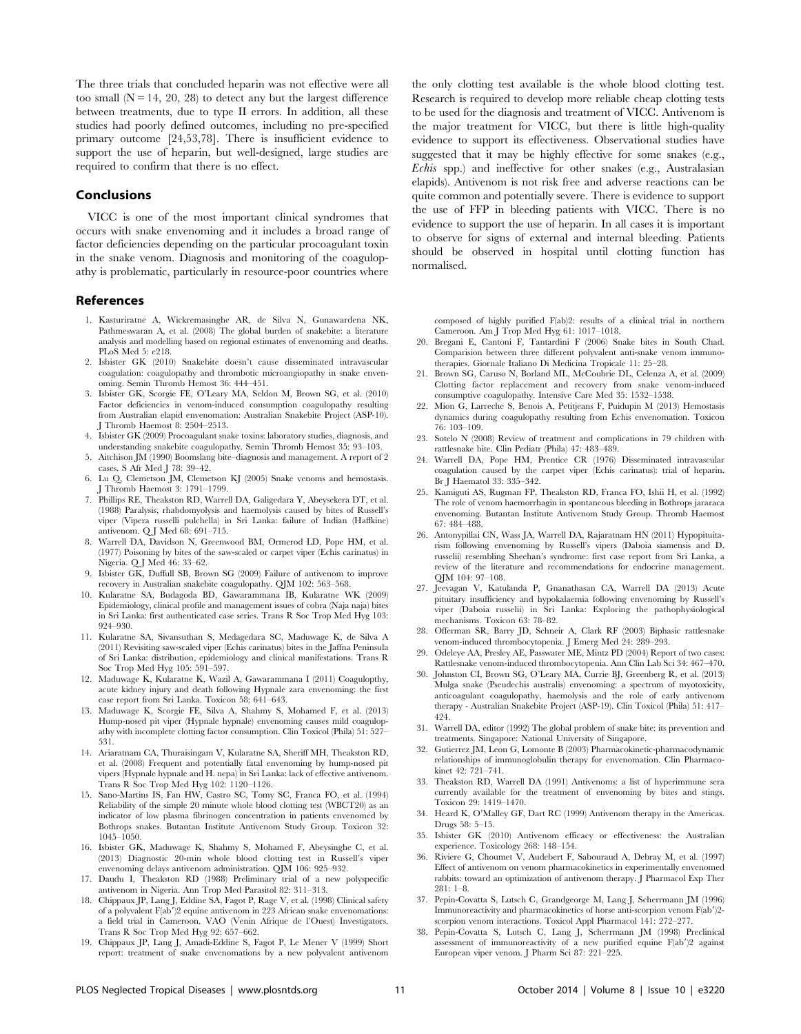The three trials that concluded heparin was not effective were all too small (N = 14, 20, 28) to detect any but the largest difference between treatments, due to type II errors. In addition, all these studies had poorly defined outcomes, including no pre-specified primary outcome [24,53,78]. There is insufficient evidence to support the use of heparin, but well-designed, large studies are required to confirm that there is no effect.

## Conclusions

VICC is one of the most important clinical syndromes that occurs with snake envenoming and it includes a broad range of factor deficiencies depending on the particular procoagulant toxin in the snake venom. Diagnosis and monitoring of the coagulopathy is problematic, particularly in resource-poor countries where the only clotting test available is the whole blood clotting test. Research is required to develop more reliable cheap clotting tests to be used for the diagnosis and treatment of VICC. Antivenom is the major treatment for VICC, but there is little high-quality evidence to support its effectiveness. Observational studies have suggested that it may be highly effective for some snakes (e.g., *Echis* spp.) and ineffective for other snakes (e.g., Australasian elapids). Antivenom is not risk free and adverse reactions can be quite common and potentially severe. There is evidence to support the use of FFP in bleeding patients with VICC. There is no evidence to support the use of heparin. In all cases it is important to observe for signs of external and internal bleeding. Patients should be observed in hospital until clotting function has normalised.

## References

1. Kasturiratne A, Wickremasinghe AR, de Silva N, Gunawardena NK, Pathmeswaran A, et al. (2008) The global burden of snakebite: a literature analysis and modelling based on regional estimates of envenoming and deaths. PLoS Med 5: e218.
2. Isbister GK (2010) Snakebite doesn't cause disseminated intravascular coagulation: coagulopathy and thrombotic microangiopathy in snake envenoming. Semin Thromb Hemost 36: 444–451.
3. Isbister GK, Scorgie FE, O'Leary MA, Seldon M, Brown SG, et al. (2010) Factor deficiencies in venom-induced consumption coagulopathy resulting from Australian elapid envenomation: Australian Snakebite Project (ASP-10). J Thromb Haemost 8: 2504–2513.
4. Isbister GK (2009) Procoagulant snake toxins: laboratory studies, diagnosis, and understanding snakebite coagulopathy. Semin Thromb Hemost 35: 93–103.
5. Aitchison JM (1990) Boomslang bite–diagnosis and management. A report of 2 cases. S Afr Med J 78: 39–42.
6. Lu Q, Clemetson JM, Clemetson KJ (2005) Snake venoms and hemostasis. J Thromb Haemost 3: 1791–1799.
7. Phillips RE, Theakston RD, Warrell DA, Galigedara Y, Abeysekera DT, et al. (1988) Paralysis, rhabdomyolysis and haemolysis caused by bites of Russell's viper (Vipera russelli pulchella) in Sri Lanka: failure of Indian (Haffkine) antivenom. Q J Med 68: 691–715.
8. Warrell DA, Davidson N, Greenwood BM, Ormerod LD, Pope HM, et al. (1977) Poisoning by bites of the saw-scaled or carpet viper (Echis carinatus) in Nigeria. Q J Med 46: 33–62.
9. Isbister GK, Duffull SB, Brown SG (2009) Failure of antivenom to improve recovery in Australian snakebite coagulopathy. QJM 102: 563–568.
10. Kularatne SA, Budagoda BD, Gawarammana IB, Kularatne WK (2009) Epidemiology, clinical profile and management issues of cobra (Naja naja) bites in Sri Lanka: first authenticated case series. Trans R Soc Trop Med Hyg 103: 924–930.
11. Kularatne SA, Sivansuthan S, Medagedara SC, Maduwage K, de Silva A (2011) Revisiting saw-scaled viper (Echis carinatus) bites in the Jaffna Peninsula of Sri Lanka: distribution, epidemiology and clinical manifestations. Trans R Soc Trop Med Hyg 105: 591–597.
12. Maduwage K, Kularatne K, Wazil A, Gawarammana I (2011) Coagulopthy, acute kidney injury and death following Hypnale zara envenoming: the first case report from Sri Lanka. Toxicon 58: 641–643.
13. Maduwage K, Scorgie FE, Silva A, Shahmy S, Mohamed F, et al. (2013) Hump-nosed pit viper (Hypnale hypnale) envenoming causes mild coagulopathy with incomplete clotting factor consumption. Clin Toxicol (Phila) 51: 527–531.
14. Ariaratnam CA, Thuraisingam V, Kularatne SA, Sheriff MH, Theakston RD, et al. (2008) Frequent and potentially fatal envenoming by hump-nosed pit vipers (Hypnale hypnale and H. nepa) in Sri Lanka: lack of effective antivenom. Trans R Soc Trop Med Hyg 102: 1120–1126.
15. Sano-Martins IS, Fan HW, Castro SC, Tomy SC, Franca FO, et al. (1994) Reliability of the simple 20 minute whole blood clotting test (WBCT20) as an indicator of low plasma fibrinogen concentration in patients envenomed by Bothrops snakes. Butantan Institute Antivenom Study Group. Toxicon 32: 1045–1050.
16. Isbister GK, Maduwage K, Shahmy S, Mohamed F, Abeysinghe C, et al. (2013) Diagnostic 20-min whole blood clotting test in Russell's viper envenoming delays antivenom administration. QJM 106: 925–932.
17. Daudu I, Theakston RD (1988) Preliminary trial of a new polyspecific antivenom in Nigeria. Ann Trop Med Parasitol 82: 311–313.
18. Chippaux JP, Lang J, Eddine SA, Fagot P, Rage V, et al. (1998) Clinical safety of a polyvalent F(ab′)2 equine antivenom in 223 African snake envenomations: a field trial in Cameroon. VAO (Venin Afrique de l'Ouest) Investigators. Trans R Soc Trop Med Hyg 92: 657–662.
19. Chippaux JP, Lang J, Amadi-Eddine S, Fagot P, Le Mener V (1999) Short report: treatment of snake envenomations by a new polyvalent antivenom composed of highly purified F(ab)2: results of a clinical trial in northern Cameroon. Am J Trop Med Hyg 61: 1017–1018.
20. Bregani E, Cantoni F, Tantardini F (2006) Snake bites in South Chad. Comparision between three different polyvalent anti-snake venom immunotherapies. Giornale Italiano Di Medicina Tropicale 11: 25–28.
21. Brown SG, Caruso N, Borland ML, McCoubrie DL, Celenza A, et al. (2009) Clotting factor replacement and recovery from snake venom-induced consumptive coagulopathy. Intensive Care Med 35: 1532–1538.
22. Mion G, Larreche S, Benois A, Petitjeans F, Puidupin M (2013) Hemostasis dynamics during coagulopathy resulting from Echis envenomation. Toxicon 76: 103–109.
23. Sotelo N (2008) Review of treatment and complications in 79 children with rattlesnake bite. Clin Pediatr (Phila) 47: 483–489.
24. Warrell DA, Pope HM, Prentice CR (1976) Disseminated intravascular coagulation caused by the carpet viper (Echis carinatus): trial of heparin. Br J Haematol 33: 335–342.
25. Kamiguti AS, Rugman FP, Theakston RD, Franca FO, Ishii H, et al. (1992) The role of venom haemorrhagin in spontaneous bleeding in Bothrops jararaca envenoming. Butantan Institute Antivenom Study Group. Thromb Haemost 67: 484–488.
26. Antonypillai CN, Wass JA, Warrell DA, Rajaratnam HN (2011) Hypopituitarism following envenoming by Russell's vipers (Daboia siamensis and D. russelii) resembling Sheehan's syndrome: first case report from Sri Lanka, a review of the literature and recommendations for endocrine management. QJM 104: 97–108.
27. Jeevagan V, Katulanda P, Gnanathasan CA, Warrell DA (2013) Acute pituitary insufficiency and hypokalaemia following envenoming by Russell's viper (Daboia russelii) in Sri Lanka: Exploring the pathophysiological mechanisms. Toxicon 63: 78–82.
28. Offerman SR, Barry JD, Schneir A, Clark RF (2003) Biphasic rattlesnake venom-induced thrombocytopenia. J Emerg Med 24: 289–293.
29. Odeleye AA, Presley AE, Passwater ME, Mintz PD (2004) Report of two cases: Rattlesnake venom-induced thrombocytopenia. Ann Clin Lab Sci 34: 467–470.
30. Johnston CI, Brown SG, O'Leary MA, Currie BJ, Greenberg R, et al. (2013) Mulga snake (Pseudechis australis) envenoming: a spectrum of myotoxicity, anticoagulant coagulopathy, haemolysis and the role of early antivenom therapy - Australian Snakebite Project (ASP-19). Clin Toxicol (Phila) 51: 417–424.
31. Warrell DA, editor (1992) The global problem of snake bite: its prevention and treatments. Singapore: National University of Singapore.
32. Gutierrez JM, Leon G, Lomonte B (2003) Pharmacokinetic-pharmacodynamic relationships of immunoglobulin therapy for envenomation. Clin Pharmacokinet 42: 721–741.
33. Theakston RD, Warrell DA (1991) Antivenoms: a list of hyperimmune sera currently available for the treatment of envenoming by bites and stings. Toxicon 29: 1419–1470.
34. Heard K, O'Malley GF, Dart RC (1999) Antivenom therapy in the Americas. Drugs 58: 5–15.
35. Isbister GK (2010) Antivenom efficacy or effectiveness: the Australian experience. Toxicology 268: 148–154.
36. Riviere G, Choumet V, Audebert F, Sabouraud A, Debray M, et al. (1997) Effect of antivenom on venom pharmacokinetics in experimentally envenomed rabbits: toward an optimization of antivenom therapy. J Pharmacol Exp Ther 281: 1–8.
37. Pepin-Covatta S, Lutsch C, Grandgeorge M, Lang J, Scherrmann JM (1996) Immunoreactivity and pharmacokinetics of horse anti-scorpion venom F(ab′)2-scorpion venom interactions. Toxicol Appl Pharmacol 141: 272–277.
38. Pepin-Covatta S, Lutsch C, Lang J, Scherrmann JM (1998) Preclinical assessment of immunoreactivity of a new purified equine F(ab′)2 against European viper venom. J Pharm Sci 87: 221–225.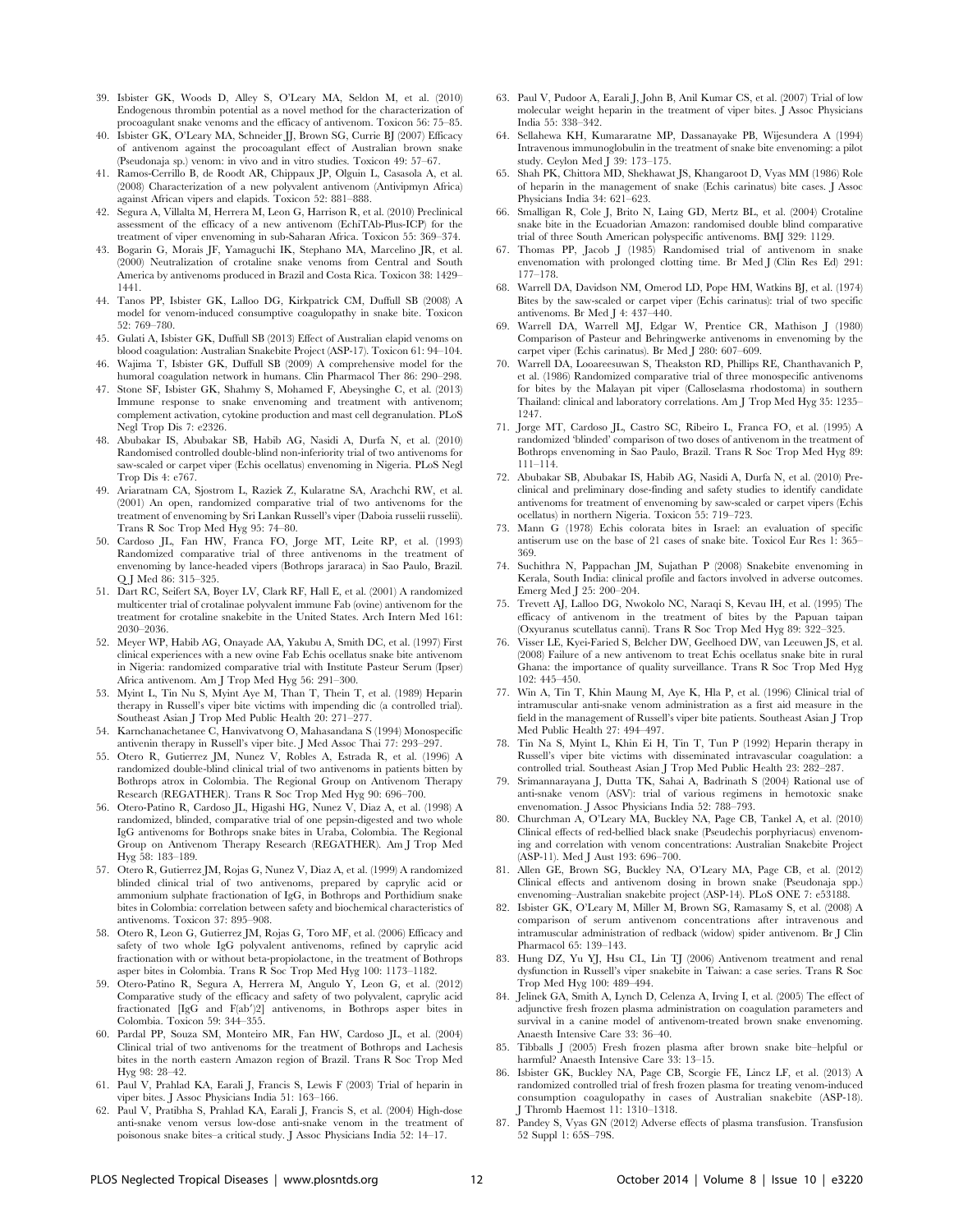39. Isbister GK, Woods D, Alley S, O'Leary MA, Seldon M, et al. (2010) Endogenous thrombin potential as a novel method for the characterization of procoagulant snake venoms and the efficacy of antivenom. Toxicon 56: 75–85.
40. Isbister GK, O'Leary MA, Schneider JJ, Brown SG, Currie BJ (2007) Efficacy of antivenom against the procoagulant effect of Australian brown snake (Pseudonaja sp.) venom: in vivo and in vitro studies. Toxicon 49: 57–67.
41. Ramos-Cerrillo B, de Roodt AR, Chippaux JP, Olguin L, Casasola A, et al. (2008) Characterization of a new polyvalent antivenom (Antivipmyn Africa) against African vipers and elapids. Toxicon 52: 881–888.
42. Segura A, Villalta M, Herrera M, Leon G, Harrison R, et al. (2010) Preclinical assessment of the efficacy of a new antivenom (EchiTAb-Plus-ICP) for the treatment of viper envenoming in sub-Saharan Africa. Toxicon 55: 369–374.
43. Bogarin G, Morais JF, Yamaguchi IK, Stephano MA, Marcelino JR, et al. (2000) Neutralization of crotaline snake venoms from Central and South America by antivenoms produced in Brazil and Costa Rica. Toxicon 38: 1429–1441.
44. Tanos PP, Isbister GK, Lalloo DG, Kirkpatrick CM, Duffull SB (2008) A model for venom-induced consumptive coagulopathy in snake bite. Toxicon 52: 769–780.
45. Gulati A, Isbister GK, Duffull SB (2013) Effect of Australian elapid venoms on blood coagulation: Australian Snakebite Project (ASP-17). Toxicon 61: 94–104.
46. Wajima T, Isbister GK, Duffull SB (2009) A comprehensive model for the humoral coagulation network in humans. Clin Pharmacol Ther 86: 290–298.
47. Stone SF, Isbister GK, Shahmy S, Mohamed F, Abeysinghe C, et al. (2013) Immune response to snake envenoming and treatment with antivenom; complement activation, cytokine production and mast cell degranulation. PLoS Negl Trop Dis 7: e2326.
48. Abubakar IS, Abubakar SB, Habib AG, Nasidi A, Durfa N, et al. (2010) Randomised controlled double-blind non-inferiority trial of two antivenoms for saw-scaled or carpet viper (Echis ocellatus) envenoming in Nigeria. PLoS Negl Trop Dis 4: e767.
49. Ariaratnam CA, Sjostrom L, Raziek Z, Kularatne SA, Arachchi RW, et al. (2001) An open, randomized comparative trial of two antivenoms for the treatment of envenoming by Sri Lankan Russell's viper (Daboia russelii russelii). Trans R Soc Trop Med Hyg 95: 74–80.
50. Cardoso JL, Fan HW, Franca FO, Jorge MT, Leite RP, et al. (1993) Randomized comparative trial of three antivenoms in the treatment of envenoming by lance-headed vipers (Bothrops jararaca) in Sao Paulo, Brazil. Q J Med 86: 315–325.
51. Dart RC, Seifert SA, Boyer LV, Clark RF, Hall E, et al. (2001) A randomized multicenter trial of crotalinae polyvalent immune Fab (ovine) antivenom for the treatment for crotaline snakebite in the United States. Arch Intern Med 161: 2030–2036.
52. Meyer WP, Habib AG, Onayade AA, Yakubu A, Smith DC, et al. (1997) First clinical experiences with a new ovine Fab Echis ocellatus snake bite antivenom in Nigeria: randomized comparative trial with Institute Pasteur Serum (Ipser) Africa antivenom. Am J Trop Med Hyg 56: 291–300.
53. Myint L, Tin Nu S, Myint Aye M, Than T, Thein T, et al. (1989) Heparin therapy in Russell's viper bite victims with impending dic (a controlled trial). Southeast Asian J Trop Med Public Health 20: 271–277.
54. Karnchanachetanee C, Hanvivatvong O, Mahasandana S (1994) Monospecific antivenin therapy in Russell's viper bite. J Med Assoc Thai 77: 293–297.
55. Otero R, Gutierrez JM, Nunez V, Robles A, Estrada R, et al. (1996) A randomized double-blind clinical trial of two antivenoms in patients bitten by Bothrops atrox in Colombia. The Regional Group on Antivenom Therapy Research (REGATHER). Trans R Soc Trop Med Hyg 90: 696–700.
56. Otero-Patino R, Cardoso JL, Higashi HG, Nunez V, Diaz A, et al. (1998) A randomized, blinded, comparative trial of one pepsin-digested and two whole IgG antivenoms for Bothrops snake bites in Uraba, Colombia. The Regional Group on Antivenom Therapy Research (REGATHER). Am J Trop Med Hyg 58: 183–189.
57. Otero R, Gutierrez JM, Rojas G, Nunez V, Diaz A, et al. (1999) A randomized blinded clinical trial of two antivenoms, prepared by caprylic acid or ammonium sulphate fractionation of IgG, in Bothrops and Porthidium snake bites in Colombia: correlation between safety and biochemical characteristics of antivenoms. Toxicon 37: 895–908.
58. Otero R, Leon G, Gutierrez JM, Rojas G, Toro MF, et al. (2006) Efficacy and safety of two whole IgG polyvalent antivenoms, refined by caprylic acid fractionation with or without beta-propiolactone, in the treatment of Bothrops asper bites in Colombia. Trans R Soc Trop Med Hyg 100: 1173–1182.
59. Otero-Patino R, Segura A, Herrera M, Angulo Y, Leon G, et al. (2012) Comparative study of the efficacy and safety of two polyvalent, caprylic acid fractionated [IgG and F(ab')2] antivenoms, in Bothrops asper bites in Colombia. Toxicon 59: 344–355.
60. Pardal PP, Souza SM, Monteiro MR, Fan HW, Cardoso JL, et al. (2004) Clinical trial of two antivenoms for the treatment of Bothrops and Lachesis bites in the north eastern Amazon region of Brazil. Trans R Soc Trop Med Hyg 98: 28–42.
61. Paul V, Prahlad KA, Earali J, Francis S, Lewis F (2003) Trial of heparin in viper bites. J Assoc Physicians India 51: 163–166.
62. Paul V, Pratibha S, Prahlad KA, Earali J, Francis S, et al. (2004) High-dose anti-snake venom versus low-dose anti-snake venom in the treatment of poisonous snake bites–a critical study. J Assoc Physicians India 52: 14–17.
63. Paul V, Pudoor A, Earali J, John B, Anil Kumar CS, et al. (2007) Trial of low molecular weight heparin in the treatment of viper bites. J Assoc Physicians India 55: 338–342.
64. Sellahewa KH, Kumararatne MP, Dassanayake PB, Wijesundera A (1994) Intravenous immunoglobulin in the treatment of snake bite envenoming: a pilot study. Ceylon Med J 39: 173–175.
65. Shah PK, Chittora MD, Shekhawat JS, Khangaroot D, Vyas MM (1986) Role of heparin in the management of snake (Echis carinatus) bite cases. J Assoc Physicians India 34: 621–623.
66. Smalligan R, Cole J, Brito N, Laing GD, Mertz BL, et al. (2004) Crotaline snake bite in the Ecuadorian Amazon: randomised double blind comparative trial of three South American polyspecific antivenoms. BMJ 329: 1129.
67. Thomas PP, Jacob J (1985) Randomised trial of antivenom in snake envenomation with prolonged clotting time. Br Med J (Clin Res Ed) 291: 177–178.
68. Warrell DA, Davidson NM, Omerod LD, Pope HM, Watkins BJ, et al. (1974) Bites by the saw-scaled or carpet viper (Echis carinatus): trial of two specific antivenoms. Br Med J 4: 437–440.
69. Warrell DA, Warrell MJ, Edgar W, Prentice CR, Mathison J (1980) Comparison of Pasteur and Behringwerke antivenoms in envenoming by the carpet viper (Echis carinatus). Br Med J 280: 607–609.
70. Warrell DA, Looareesuwan S, Theakston RD, Phillips RE, Chanthavanich P, et al. (1986) Randomized comparative trial of three monospecific antivenoms for bites by the Malayan pit viper (Calloselasma rhodostoma) in southern Thailand: clinical and laboratory correlations. Am J Trop Med Hyg 35: 1235–1247.
71. Jorge MT, Cardoso JL, Castro SC, Ribeiro L, Franca FO, et al. (1995) A randomized 'blinded' comparison of two doses of antivenom in the treatment of Bothrops envenoming in Sao Paulo, Brazil. Trans R Soc Trop Med Hyg 89: 111–114.
72. Abubakar SB, Abubakar IS, Habib AG, Nasidi A, Durfa N, et al. (2010) Pre-clinical and preliminary dose-finding and safety studies to identify candidate antivenoms for treatment of envenoming by saw-scaled or carpet vipers (Echis ocellatus) in northern Nigeria. Toxicon 55: 719–723.
73. Mann G (1978) Echis colorata bites in Israel: an evaluation of specific antiserum use on the base of 21 cases of snake bite. Toxicol Eur Res 1: 365–369.
74. Suchithra N, Pappachan JM, Sujathan P (2008) Snakebite envenoming in Kerala, South India: clinical profile and factors involved in adverse outcomes. Emerg Med J 25: 200–204.
75. Trevett AJ, Lalloo DG, Nwokolo NC, Naraqi S, Kevau IH, et al. (1995) The efficacy of antivenom in the treatment of bites by the Papuan taipan (Oxyuranus scutellatus canni). Trans R Soc Trop Med Hyg 89: 322–325.
76. Visser LE, Kyei-Faried S, Belcher DW, Geelhoed DW, van Leeuwen JS, et al. (2008) Failure of a new antivenom to treat Echis ocellatus snake bite in rural Ghana: the importance of quality surveillance. Trans R Soc Trop Med Hyg 102: 445–450.
77. Win A, Tin T, Khin Maung M, Aye K, Hla P, et al. (1996) Clinical trial of intramuscular anti-snake venom administration as a first aid measure in the field in the management of Russell's viper bite patients. Southeast Asian J Trop Med Public Health 27: 494–497.
78. Tin Na S, Myint L, Khin Ei H, Tin T, Tun P (1992) Heparin therapy in Russell's viper bite victims with disseminated intravascular coagulation: a controlled trial. Southeast Asian J Trop Med Public Health 23: 282–287.
79. Srimannarayana J, Dutta TK, Sahai A, Badrinath S (2004) Rational use of anti-snake venom (ASV): trial of various regimens in hemotoxic snake envenomation. J Assoc Physicians India 52: 788–793.
80. Churchman A, O'Leary MA, Buckley NA, Page CB, Tankel A, et al. (2010) Clinical effects of red-bellied black snake (Pseudechis porphyriacus) envenoming and correlation with venom concentrations: Australian Snakebite Project (ASP-11). Med J Aust 193: 696–700.
81. Allen GE, Brown SG, Buckley NA, O'Leary MA, Page CB, et al. (2012) Clinical effects and antivenom dosing in brown snake (Pseudonaja spp.) envenoming–Australian snakebite project (ASP-14). PLoS ONE 7: e53188.
82. Isbister GK, O'Leary M, Miller M, Brown SG, Ramasamy S, et al. (2008) A comparison of serum antivenom concentrations after intravenous and intramuscular administration of redback (widow) spider antivenom. Br J Clin Pharmacol 65: 139–143.
83. Hung DZ, Yu YJ, Hsu CL, Lin TJ (2006) Antivenom treatment and renal dysfunction in Russell's viper snakebite in Taiwan: a case series. Trans R Soc Trop Med Hyg 100: 489–494.
84. Jelinek GA, Smith A, Lynch D, Celenza A, Irving I, et al. (2005) The effect of adjunctive fresh frozen plasma administration on coagulation parameters and survival in a canine model of antivenom-treated brown snake envenoming. Anaesth Intensive Care 33: 36–40.
85. Tibballs J (2005) Fresh frozen plasma after brown snake bite–helpful or harmful? Anaesth Intensive Care 33: 13–15.
86. Isbister GK, Buckley NA, Page CB, Scorgie FE, Lincz LF, et al. (2013) A randomized controlled trial of fresh frozen plasma for treating venom-induced consumption coagulopathy in cases of Australian snakebite (ASP-18). J Thromb Haemost 11: 1310–1318.
87. Pandey S, Vyas GN (2012) Adverse effects of plasma transfusion. Transfusion 52 Suppl 1: 65S–79S.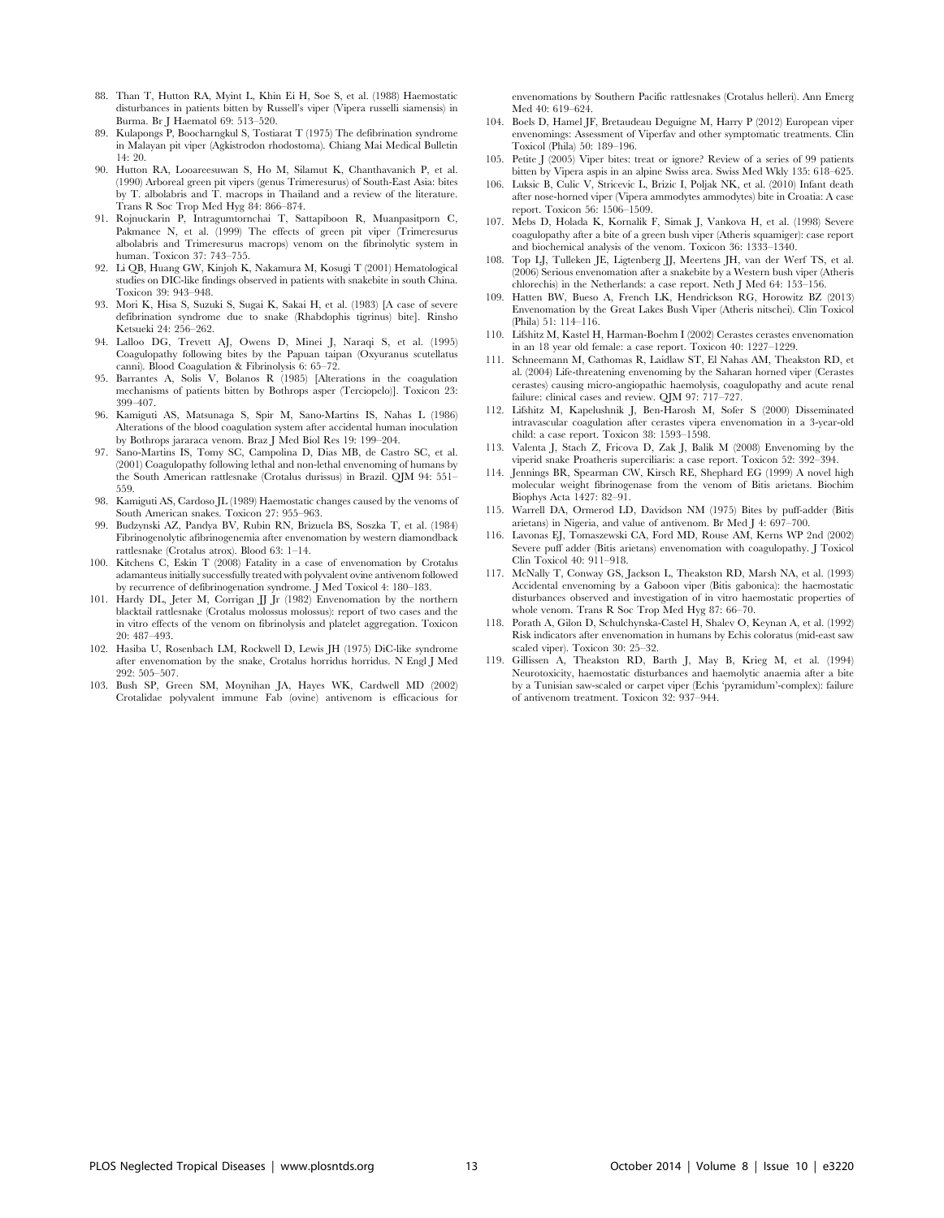88. Than T, Hutton RA, Myint L, Khin Ei H, Soe S, et al. (1988) Haemostatic disturbances in patients bitten by Russell's viper (Vipera russelli siamensis) in Burma. Br J Haematol 69: 513–520.
89. Kulapongs P, Boocharngkul S, Tostiarat T (1975) The defibrination syndrome in Malayan pit viper (Agkistrodon rhodostoma). Chiang Mai Medical Bulletin 14: 20.
90. Hutton RA, Looareesuwan S, Ho M, Silamut K, Chanthavanich P, et al. (1990) Arboreal green pit vipers (genus Trimeresurus) of South-East Asia: bites by T. albolabris and T. macrops in Thailand and a review of the literature. Trans R Soc Trop Med Hyg 84: 866–874.
91. Rojnuckarin P, Intragumtornchai T, Sattapiboon R, Muanpasitporn C, Pakmanee N, et al. (1999) The effects of green pit viper (Trimeresurus albolabris and Trimeresurus macrops) venom on the fibrinolytic system in human. Toxicon 37: 743–755.
92. Li QB, Huang GW, Kinjoh K, Nakamura M, Kosugi T (2001) Hematological studies on DIC-like findings observed in patients with snakebite in south China. Toxicon 39: 943–948.
93. Mori K, Hisa S, Suzuki S, Sugai K, Sakai H, et al. (1983) [A case of severe defibrination syndrome due to snake (Rhabdophis tigrinus) bite]. Rinsho Ketsueki 24: 256–262.
94. Lalloo DG, Trevett AJ, Owens D, Minei J, Naraqi S, et al. (1995) Coagulopathy following bites by the Papuan taipan (Oxyuranus scutellatus canni). Blood Coagulation & Fibrinolysis 6: 65–72.
95. Barrantes A, Solis V, Bolanos R (1985) [Alterations in the coagulation mechanisms of patients bitten by Bothrops asper (Terciopelo)]. Toxicon 23: 399–407.
96. Kamiguti AS, Matsunaga S, Spir M, Sano-Martins IS, Nahas L (1986) Alterations of the blood coagulation system after accidental human inoculation by Bothrops jararaca venom. Braz J Med Biol Res 19: 199–204.
97. Sano-Martins IS, Tomy SC, Campolina D, Dias MB, de Castro SC, et al. (2001) Coagulopathy following lethal and non-lethal envenoming of humans by the South American rattlesnake (Crotalus durissus) in Brazil. QJM 94: 551–559.
98. Kamiguti AS, Cardoso JL (1989) Haemostatic changes caused by the venoms of South American snakes. Toxicon 27: 955–963.
99. Budzynski AZ, Pandya BV, Rubin RN, Brizuela BS, Soszka T, et al. (1984) Fibrinogenolytic afibrinogenemia after envenomation by western diamondback rattlesnake (Crotalus atrox). Blood 63: 1–14.
100. Kitchens C, Eskin T (2008) Fatality in a case of envenomation by Crotalus adamanteus initially successfully treated with polyvalent ovine antivenom followed by recurrence of defibrinogenation syndrome. J Med Toxicol 4: 180–183.
101. Hardy DL, Jeter M, Corrigan JJ Jr (1982) Envenomation by the northern blacktail rattlesnake (Crotalus molossus molossus): report of two cases and the in vitro effects of the venom on fibrinolysis and platelet aggregation. Toxicon 20: 487–493.
102. Hasiba U, Rosenbach LM, Rockwell D, Lewis JH (1975) DiC-like syndrome after envenomation by the snake, Crotalus horridus horridus. N Engl J Med 292: 505–507.
103. Bush SP, Green SM, Moynihan JA, Hayes WK, Cardwell MD (2002) Crotalidae polyvalent immune Fab (ovine) antivenom is efficacious for envenomations by Southern Pacific rattlesnakes (Crotalus helleri). Ann Emerg Med 40: 619–624.
104. Boels D, Hamel JF, Bretaudeau Deguigne M, Harry P (2012) European viper envenomings: Assessment of Viperfav and other symptomatic treatments. Clin Toxicol (Phila) 50: 189–196.
105. Petite J (2005) Viper bites: treat or ignore? Review of a series of 99 patients bitten by Vipera aspis in an alpine Swiss area. Swiss Med Wkly 135: 618–625.
106. Luksic B, Culic V, Stricevic L, Brizic I, Poljak NK, et al. (2010) Infant death after nose-horned viper (Vipera ammodytes ammodytes) bite in Croatia: A case report. Toxicon 56: 1506–1509.
107. Mebs D, Holada K, Kornalik F, Simak J, Vankova H, et al. (1998) Severe coagulopathy after a bite of a green bush viper (Atheris squamiger): case report and biochemical analysis of the venom. Toxicon 36: 1333–1340.
108. Top LJ, Tulleken JE, Ligtenberg JJ, Meertens JH, van der Werf TS, et al. (2006) Serious envenomation after a snakebite by a Western bush viper (Atheris chlorechis) in the Netherlands: a case report. Neth J Med 64: 153–156.
109. Hatten BW, Bueso A, French LK, Hendrickson RG, Horowitz BZ (2013) Envenomation by the Great Lakes Bush Viper (Atheris nitschei). Clin Toxicol (Phila) 51: 114–116.
110. Lifshitz M, Kastel H, Harman-Boehm I (2002) Cerastes cerastes envenomation in an 18 year old female: a case report. Toxicon 40: 1227–1229.
111. Schneemann M, Cathomas R, Laidlaw ST, El Nahas AM, Theakston RD, et al. (2004) Life-threatening envenoming by the Saharan horned viper (Cerastes cerastes) causing micro-angiopathic haemolysis, coagulopathy and acute renal failure: clinical cases and review. QJM 97: 717–727.
112. Lifshitz M, Kapelushnik J, Ben-Harosh M, Sofer S (2000) Disseminated intravascular coagulation after cerastes vipera envenomation in a 3-year-old child: a case report. Toxicon 38: 1593–1598.
113. Valenta J, Stach Z, Fricova D, Zak J, Balik M (2008) Envenoming by the viperid snake Proatheris superciliaris: a case report. Toxicon 52: 392–394.
114. Jennings BR, Spearman CW, Kirsch RE, Shephard EG (1999) A novel high molecular weight fibrinogenase from the venom of Bitis arietans. Biochim Biophys Acta 1427: 82–91.
115. Warrell DA, Ormerod LD, Davidson NM (1975) Bites by puff-adder (Bitis arietans) in Nigeria, and value of antivenom. Br Med J 4: 697–700.
116. Lavonas EJ, Tomaszewski CA, Ford MD, Rouse AM, Kerns WP 2nd (2002) Severe puff adder (Bitis arietans) envenomation with coagulopathy. J Toxicol Clin Toxicol 40: 911–918.
117. McNally T, Conway GS, Jackson L, Theakston RD, Marsh NA, et al. (1993) Accidental envenoming by a Gaboon viper (Bitis gabonica): the haemostatic disturbances observed and investigation of in vitro haemostatic properties of whole venom. Trans R Soc Trop Med Hyg 87: 66–70.
118. Porath A, Gilon D, Schulchynska-Castel H, Shalev O, Keynan A, et al. (1992) Risk indicators after envenomation in humans by Echis coloratus (mid-east saw scaled viper). Toxicon 30: 25–32.
119. Gillissen A, Theakston RD, Barth J, May B, Krieg M, et al. (1994) Neurotoxicity, haemostatic disturbances and haemolytic anaemia after a bite by a Tunisian saw-scaled or carpet viper (Echis 'pyramidum'-complex): failure of antivenom treatment. Toxicon 32: 937–944.